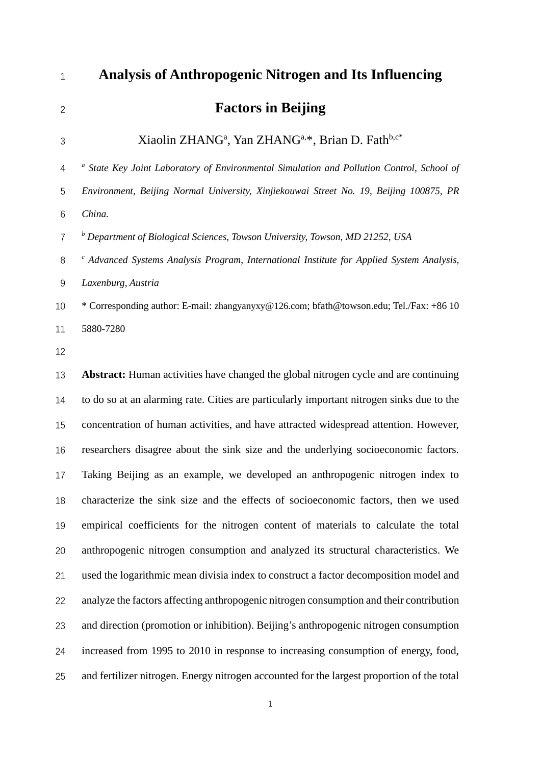# Analysis of Anthropogenic Nitrogen and Its Influencing Factors in Beijing

Xiaolin ZHANG[a], Yan ZHANG[a,*], Brian D. Fath[b,c*]

[a] *State Key Joint Laboratory of Environmental Simulation and Pollution Control, School of Environment, Beijing Normal University, Xinjiekouwai Street No. 19, Beijing 100875, PR China.*

[b] *Department of Biological Sciences, Towson University, Towson, MD 21252, USA*

[c] *Advanced Systems Analysis Program, International Institute for Applied System Analysis, Laxenburg, Austria*

* Corresponding author: E-mail: zhangyanyxy@126.com; bfath@towson.edu; Tel./Fax: +86 10 5880-7280

**Abstract:** Human activities have changed the global nitrogen cycle and are continuing to do so at an alarming rate. Cities are particularly important nitrogen sinks due to the concentration of human activities, and have attracted widespread attention. However, researchers disagree about the sink size and the underlying socioeconomic factors. Taking Beijing as an example, we developed an anthropogenic nitrogen index to characterize the sink size and the effects of socioeconomic factors, then we used empirical coefficients for the nitrogen content of materials to calculate the total anthropogenic nitrogen consumption and analyzed its structural characteristics. We used the logarithmic mean divisia index to construct a factor decomposition model and analyze the factors affecting anthropogenic nitrogen consumption and their contribution and direction (promotion or inhibition). Beijing's anthropogenic nitrogen consumption increased from 1995 to 2010 in response to increasing consumption of energy, food, and fertilizer nitrogen. Energy nitrogen accounted for the largest proportion of the total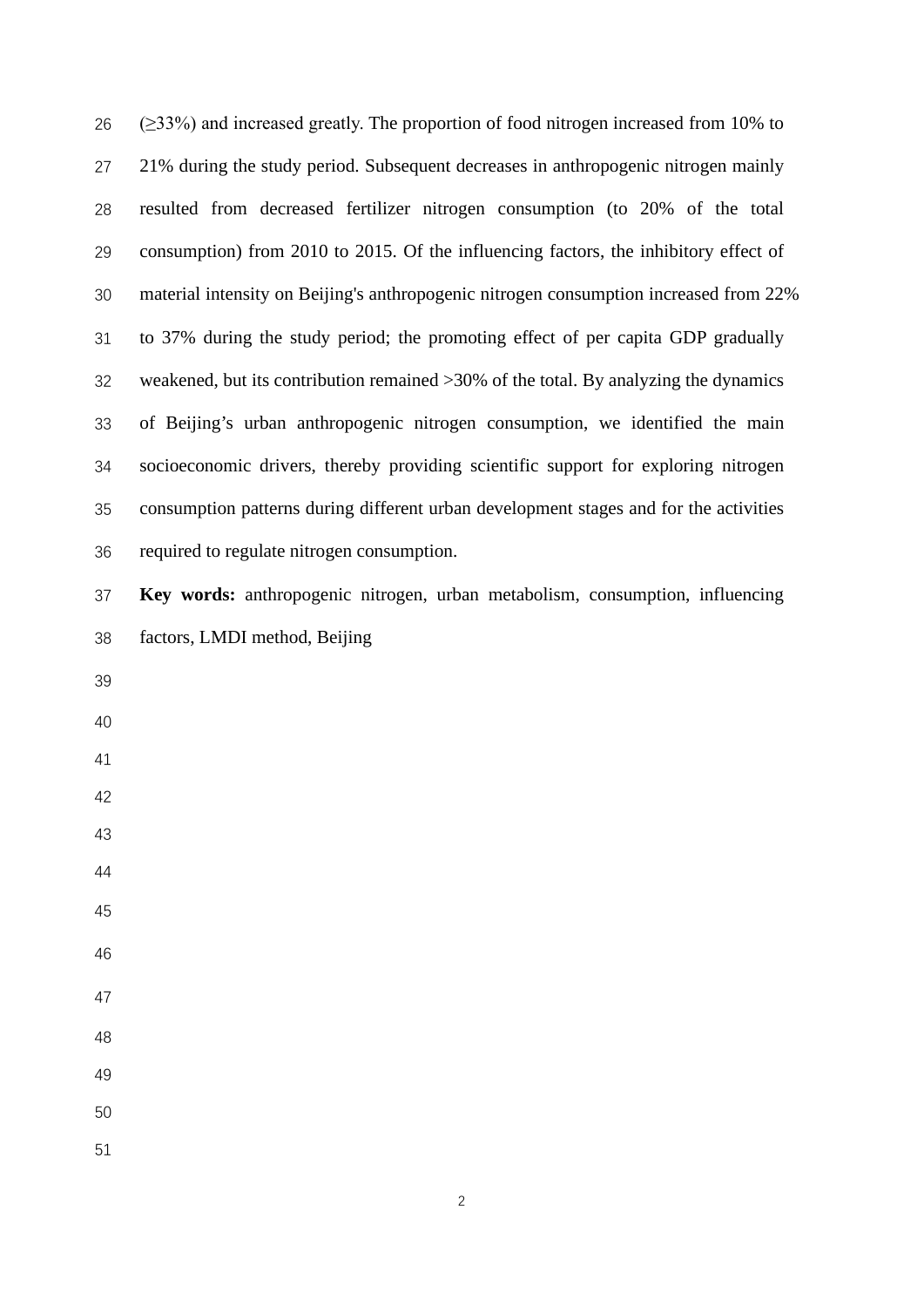(≥33%) and increased greatly. The proportion of food nitrogen increased from 10% to 21% during the study period. Subsequent decreases in anthropogenic nitrogen mainly resulted from decreased fertilizer nitrogen consumption (to 20% of the total consumption) from 2010 to 2015. Of the influencing factors, the inhibitory effect of material intensity on Beijing's anthropogenic nitrogen consumption increased from 22% to 37% during the study period; the promoting effect of per capita GDP gradually weakened, but its contribution remained >30% of the total. By analyzing the dynamics of Beijing's urban anthropogenic nitrogen consumption, we identified the main socioeconomic drivers, thereby providing scientific support for exploring nitrogen consumption patterns during different urban development stages and for the activities required to regulate nitrogen consumption.

**Key words:** anthropogenic nitrogen, urban metabolism, consumption, influencing factors, LMDI method, Beijing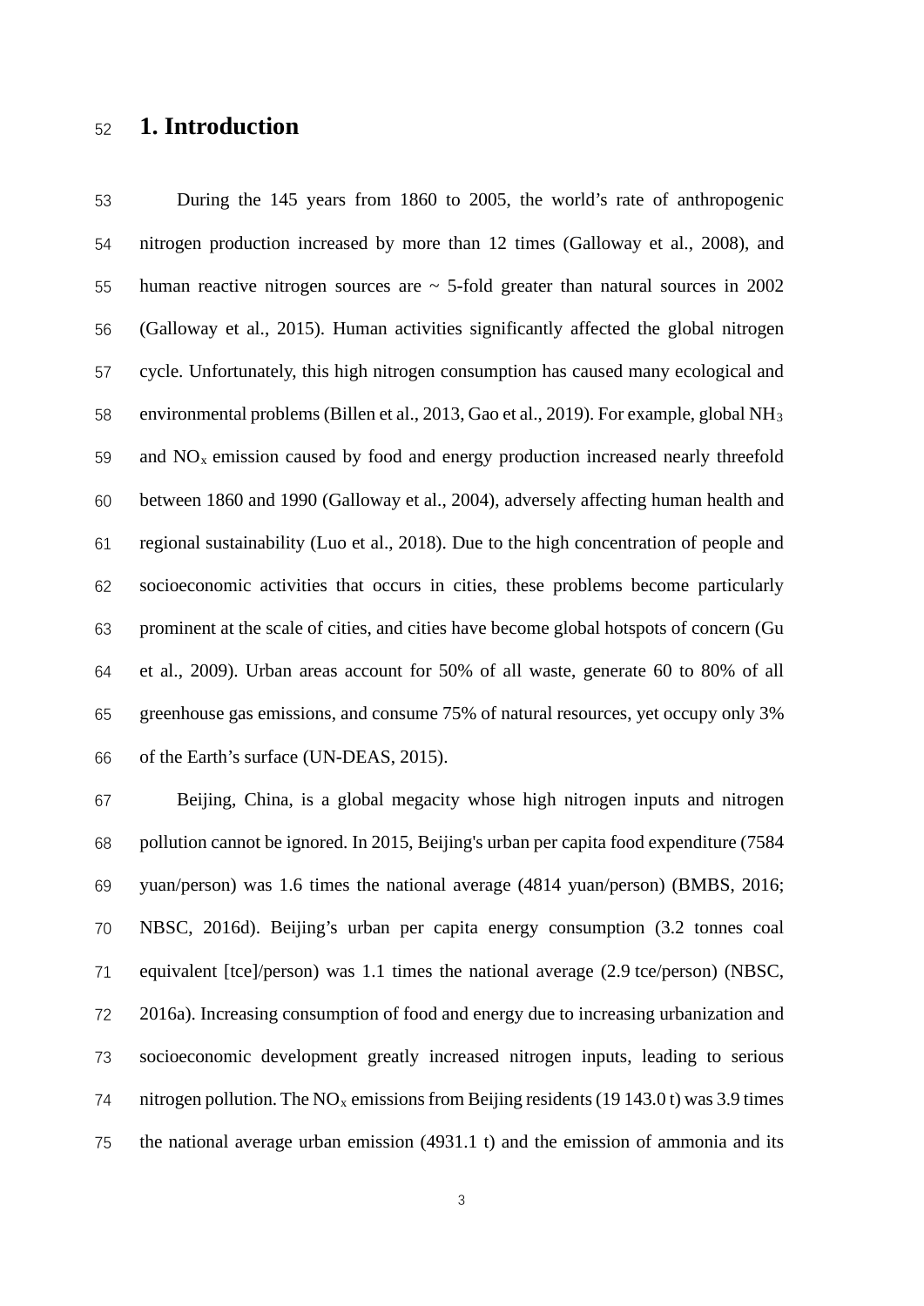# 1. Introduction

During the 145 years from 1860 to 2005, the world's rate of anthropogenic nitrogen production increased by more than 12 times (Galloway et al., 2008), and human reactive nitrogen sources are ~ 5-fold greater than natural sources in 2002 (Galloway et al., 2015). Human activities significantly affected the global nitrogen cycle. Unfortunately, this high nitrogen consumption has caused many ecological and environmental problems (Billen et al., 2013, Gao et al., 2019). For example, global $NH_3$ and $NO_x$ emission caused by food and energy production increased nearly threefold between 1860 and 1990 (Galloway et al., 2004), adversely affecting human health and regional sustainability (Luo et al., 2018). Due to the high concentration of people and socioeconomic activities that occurs in cities, these problems become particularly prominent at the scale of cities, and cities have become global hotspots of concern (Gu et al., 2009). Urban areas account for 50% of all waste, generate 60 to 80% of all greenhouse gas emissions, and consume 75% of natural resources, yet occupy only 3% of the Earth's surface (UN-DEAS, 2015).

Beijing, China, is a global megacity whose high nitrogen inputs and nitrogen pollution cannot be ignored. In 2015, Beijing's urban per capita food expenditure (7584 yuan/person) was 1.6 times the national average (4814 yuan/person) (BMBS, 2016; NBSC, 2016d). Beijing's urban per capita energy consumption (3.2 tonnes coal equivalent [tce]/person) was 1.1 times the national average (2.9 tce/person) (NBSC, 2016a). Increasing consumption of food and energy due to increasing urbanization and socioeconomic development greatly increased nitrogen inputs, leading to serious nitrogen pollution. The $NO_x$ emissions from Beijing residents (19 143.0 t) was 3.9 times the national average urban emission (4931.1 t) and the emission of ammonia and its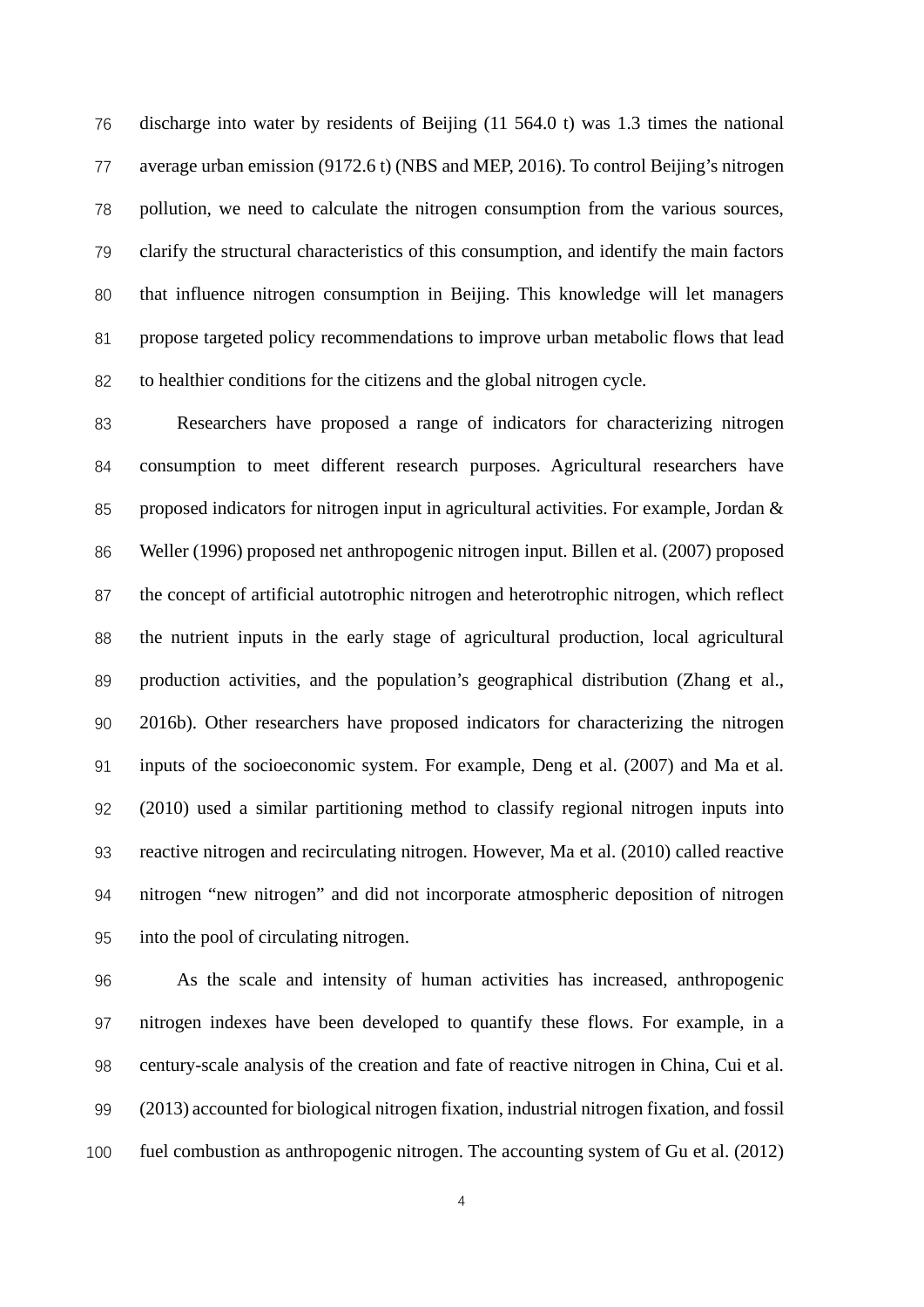discharge into water by residents of Beijing (11 564.0 t) was 1.3 times the national average urban emission (9172.6 t) (NBS and MEP, 2016). To control Beijing's nitrogen pollution, we need to calculate the nitrogen consumption from the various sources, clarify the structural characteristics of this consumption, and identify the main factors that influence nitrogen consumption in Beijing. This knowledge will let managers propose targeted policy recommendations to improve urban metabolic flows that lead to healthier conditions for the citizens and the global nitrogen cycle.

Researchers have proposed a range of indicators for characterizing nitrogen consumption to meet different research purposes. Agricultural researchers have proposed indicators for nitrogen input in agricultural activities. For example, Jordan & Weller (1996) proposed net anthropogenic nitrogen input. Billen et al. (2007) proposed the concept of artificial autotrophic nitrogen and heterotrophic nitrogen, which reflect the nutrient inputs in the early stage of agricultural production, local agricultural production activities, and the population's geographical distribution (Zhang et al., 2016b). Other researchers have proposed indicators for characterizing the nitrogen inputs of the socioeconomic system. For example, Deng et al. (2007) and Ma et al. (2010) used a similar partitioning method to classify regional nitrogen inputs into reactive nitrogen and recirculating nitrogen. However, Ma et al. (2010) called reactive nitrogen "new nitrogen" and did not incorporate atmospheric deposition of nitrogen into the pool of circulating nitrogen.

As the scale and intensity of human activities has increased, anthropogenic nitrogen indexes have been developed to quantify these flows. For example, in a century-scale analysis of the creation and fate of reactive nitrogen in China, Cui et al. (2013) accounted for biological nitrogen fixation, industrial nitrogen fixation, and fossil fuel combustion as anthropogenic nitrogen. The accounting system of Gu et al. (2012)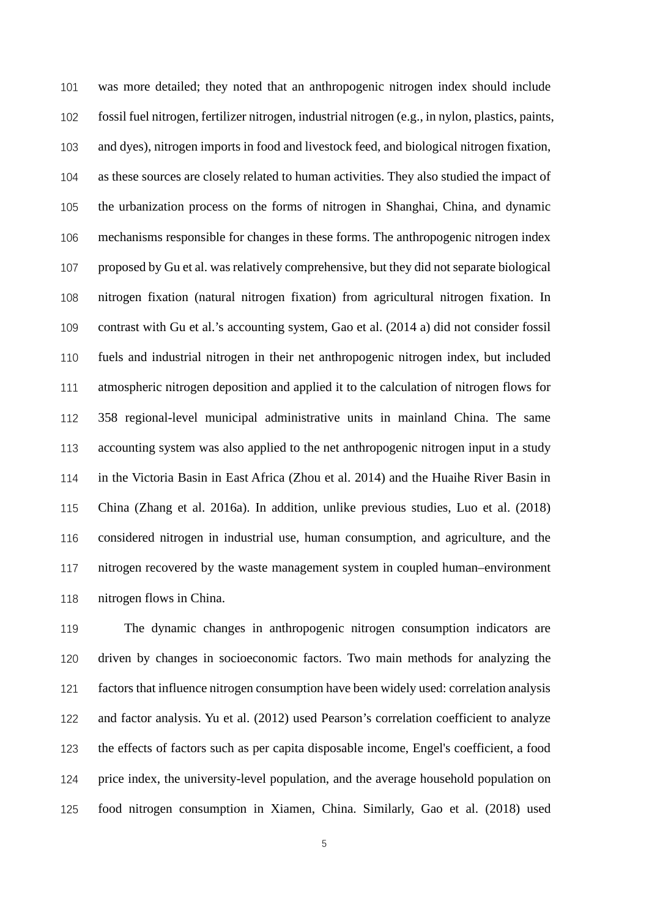was more detailed; they noted that an anthropogenic nitrogen index should include fossil fuel nitrogen, fertilizer nitrogen, industrial nitrogen (e.g., in nylon, plastics, paints, and dyes), nitrogen imports in food and livestock feed, and biological nitrogen fixation, as these sources are closely related to human activities. They also studied the impact of the urbanization process on the forms of nitrogen in Shanghai, China, and dynamic mechanisms responsible for changes in these forms. The anthropogenic nitrogen index proposed by Gu et al. was relatively comprehensive, but they did not separate biological nitrogen fixation (natural nitrogen fixation) from agricultural nitrogen fixation. In contrast with Gu et al.'s accounting system, Gao et al. (2014 a) did not consider fossil fuels and industrial nitrogen in their net anthropogenic nitrogen index, but included atmospheric nitrogen deposition and applied it to the calculation of nitrogen flows for 358 regional-level municipal administrative units in mainland China. The same accounting system was also applied to the net anthropogenic nitrogen input in a study in the Victoria Basin in East Africa (Zhou et al. 2014) and the Huaihe River Basin in China (Zhang et al. 2016a). In addition, unlike previous studies, Luo et al. (2018) considered nitrogen in industrial use, human consumption, and agriculture, and the nitrogen recovered by the waste management system in coupled human–environment nitrogen flows in China.

The dynamic changes in anthropogenic nitrogen consumption indicators are driven by changes in socioeconomic factors. Two main methods for analyzing the factors that influence nitrogen consumption have been widely used: correlation analysis and factor analysis. Yu et al. (2012) used Pearson's correlation coefficient to analyze the effects of factors such as per capita disposable income, Engel's coefficient, a food price index, the university-level population, and the average household population on food nitrogen consumption in Xiamen, China. Similarly, Gao et al. (2018) used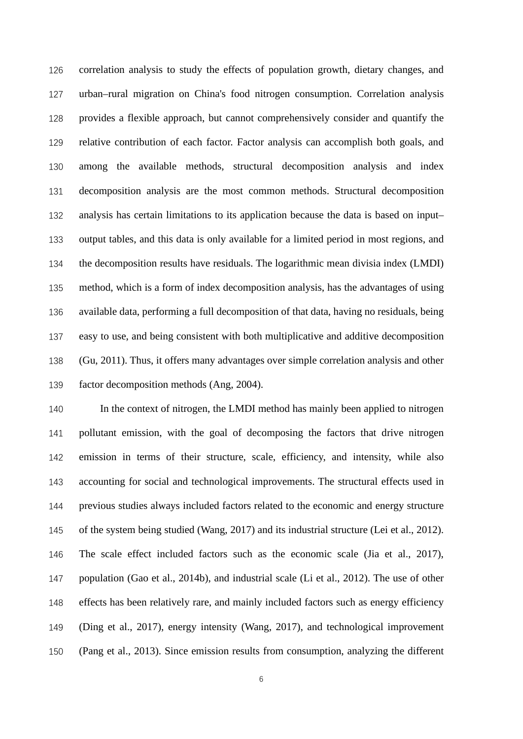correlation analysis to study the effects of population growth, dietary changes, and urban–rural migration on China's food nitrogen consumption. Correlation analysis provides a flexible approach, but cannot comprehensively consider and quantify the relative contribution of each factor. Factor analysis can accomplish both goals, and among the available methods, structural decomposition analysis and index decomposition analysis are the most common methods. Structural decomposition analysis has certain limitations to its application because the data is based on input–output tables, and this data is only available for a limited period in most regions, and the decomposition results have residuals. The logarithmic mean divisia index (LMDI) method, which is a form of index decomposition analysis, has the advantages of using available data, performing a full decomposition of that data, having no residuals, being easy to use, and being consistent with both multiplicative and additive decomposition (Gu, 2011). Thus, it offers many advantages over simple correlation analysis and other factor decomposition methods (Ang, 2004).

In the context of nitrogen, the LMDI method has mainly been applied to nitrogen pollutant emission, with the goal of decomposing the factors that drive nitrogen emission in terms of their structure, scale, efficiency, and intensity, while also accounting for social and technological improvements. The structural effects used in previous studies always included factors related to the economic and energy structure of the system being studied (Wang, 2017) and its industrial structure (Lei et al., 2012). The scale effect included factors such as the economic scale (Jia et al., 2017), population (Gao et al., 2014b), and industrial scale (Li et al., 2012). The use of other effects has been relatively rare, and mainly included factors such as energy efficiency (Ding et al., 2017), energy intensity (Wang, 2017), and technological improvement (Pang et al., 2013). Since emission results from consumption, analyzing the different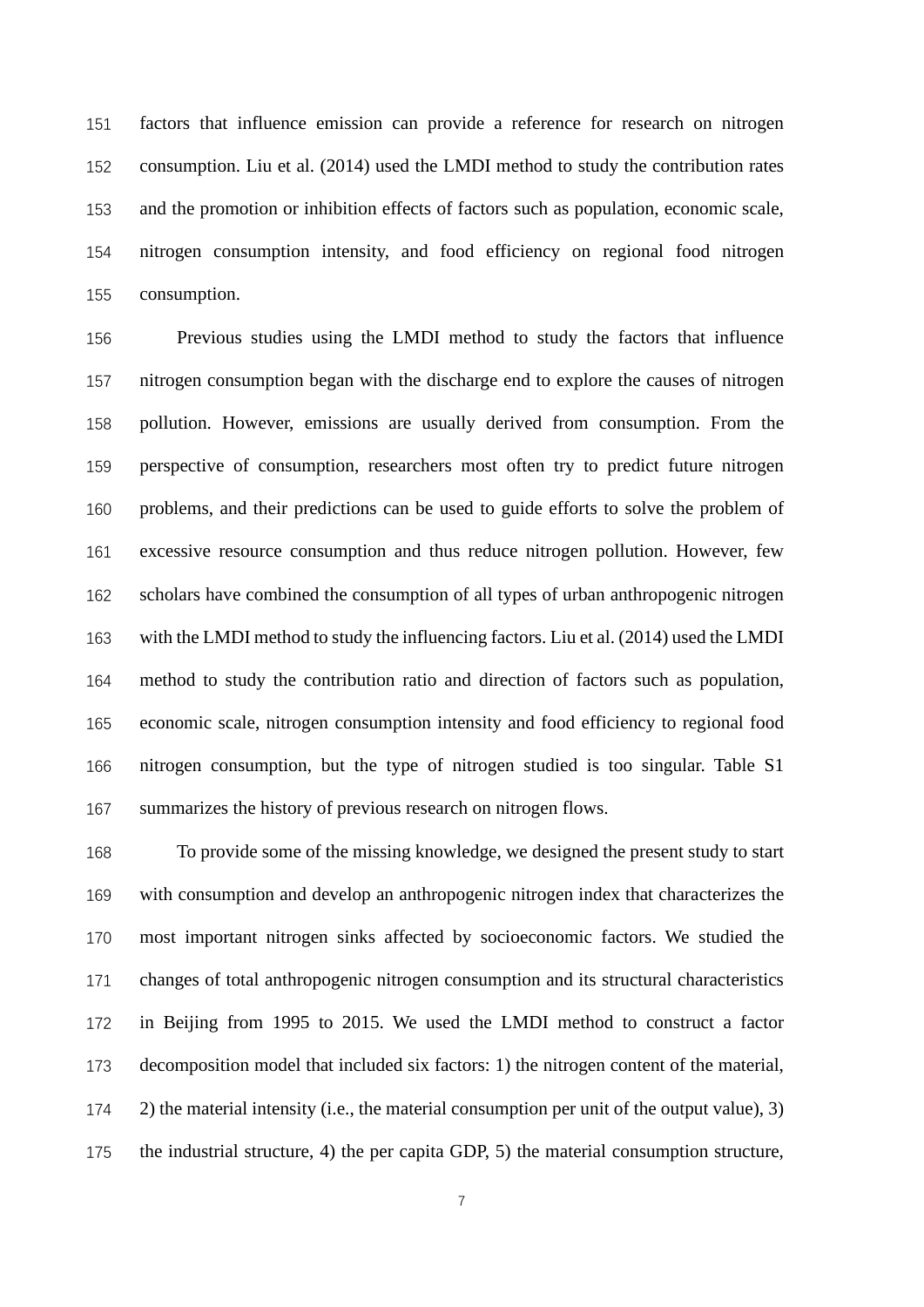factors that influence emission can provide a reference for research on nitrogen consumption. Liu et al. (2014) used the LMDI method to study the contribution rates and the promotion or inhibition effects of factors such as population, economic scale, nitrogen consumption intensity, and food efficiency on regional food nitrogen consumption.

Previous studies using the LMDI method to study the factors that influence nitrogen consumption began with the discharge end to explore the causes of nitrogen pollution. However, emissions are usually derived from consumption. From the perspective of consumption, researchers most often try to predict future nitrogen problems, and their predictions can be used to guide efforts to solve the problem of excessive resource consumption and thus reduce nitrogen pollution. However, few scholars have combined the consumption of all types of urban anthropogenic nitrogen with the LMDI method to study the influencing factors. Liu et al. (2014) used the LMDI method to study the contribution ratio and direction of factors such as population, economic scale, nitrogen consumption intensity and food efficiency to regional food nitrogen consumption, but the type of nitrogen studied is too singular. Table S1 summarizes the history of previous research on nitrogen flows.

To provide some of the missing knowledge, we designed the present study to start with consumption and develop an anthropogenic nitrogen index that characterizes the most important nitrogen sinks affected by socioeconomic factors. We studied the changes of total anthropogenic nitrogen consumption and its structural characteristics in Beijing from 1995 to 2015. We used the LMDI method to construct a factor decomposition model that included six factors: 1) the nitrogen content of the material, 2) the material intensity (i.e., the material consumption per unit of the output value), 3) the industrial structure, 4) the per capita GDP, 5) the material consumption structure,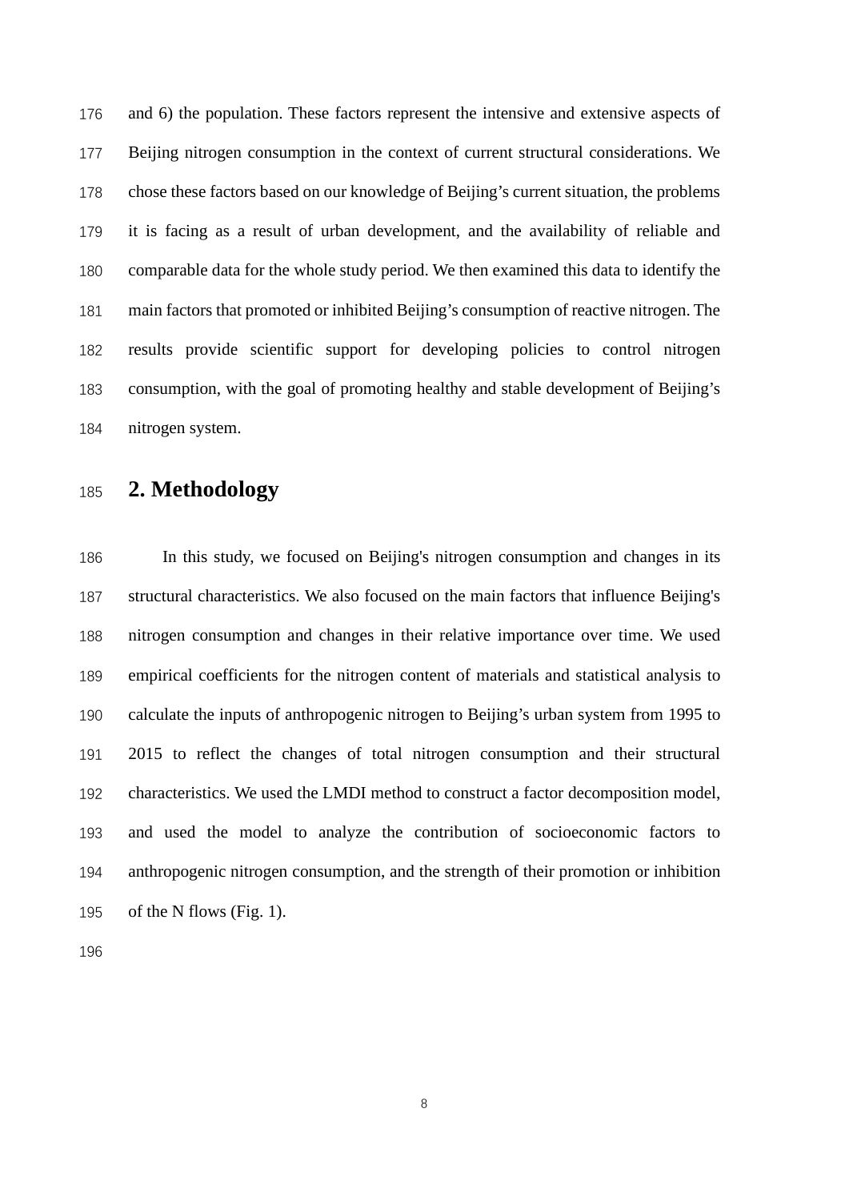and 6) the population. These factors represent the intensive and extensive aspects of Beijing nitrogen consumption in the context of current structural considerations. We chose these factors based on our knowledge of Beijing's current situation, the problems it is facing as a result of urban development, and the availability of reliable and comparable data for the whole study period. We then examined this data to identify the main factors that promoted or inhibited Beijing's consumption of reactive nitrogen. The results provide scientific support for developing policies to control nitrogen consumption, with the goal of promoting healthy and stable development of Beijing's nitrogen system.

## 2. Methodology

In this study, we focused on Beijing's nitrogen consumption and changes in its structural characteristics. We also focused on the main factors that influence Beijing's nitrogen consumption and changes in their relative importance over time. We used empirical coefficients for the nitrogen content of materials and statistical analysis to calculate the inputs of anthropogenic nitrogen to Beijing's urban system from 1995 to 2015 to reflect the changes of total nitrogen consumption and their structural characteristics. We used the LMDI method to construct a factor decomposition model, and used the model to analyze the contribution of socioeconomic factors to anthropogenic nitrogen consumption, and the strength of their promotion or inhibition of the N flows (Fig. 1).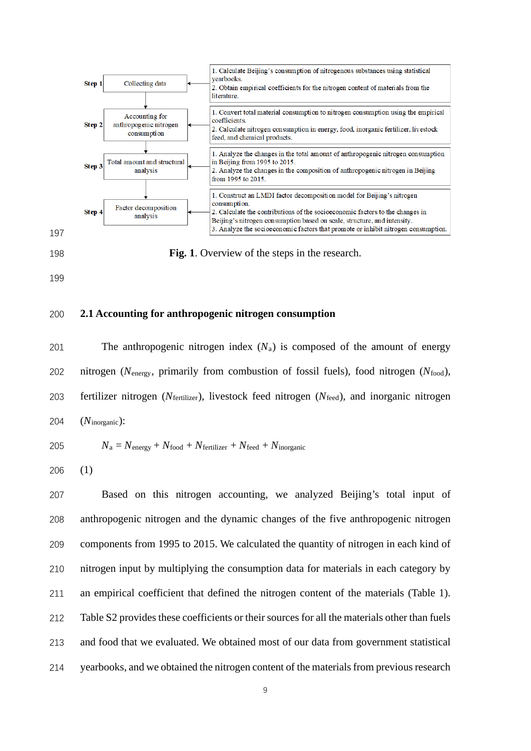Step 1 Collecting data

1. Calculate Beijing's consumption of nitrogenous substances using statistical yearbooks.
2. Obtain empirical coefficients for the nitrogen content of materials from the literature.

Step 2 Accounting for anthropogenic nitrogen consumption

1. Convert total material consumption to nitrogen consumption using the empirical coefficients.
2. Calculate nitrogen consumption in energy, food, inorganic fertilizer, livestock feed, and chemical products.

Step 3 Total amount and structural analysis

1. Analyze the changes in the total amount of anthropogenic nitrogen consumption in Beijing from 1995 to 2015.
2. Analyze the changes in the composition of anthropogenic nitrogen in Beijing from 1995 to 2015.

Step 4 Factor decomposition analysis

1. Construct an LMDI factor decomposition model for Beijing's nitrogen consumption.
2. Calculate the contributions of the socioeconomic factors to the changes in Beijing's nitrogen consumption based on scale, structure, and intensity.
3. Analyze the socioeconomic factors that promote or inhibit nitrogen consumption.

**Fig. 1**. Overview of the steps in the research.

## 2.1 Accounting for anthropogenic nitrogen consumption

The anthropogenic nitrogen index ($N_a$) is composed of the amount of energy nitrogen ($N_{energy}$, primarily from combustion of fossil fuels), food nitrogen ($N_{food}$), fertilizer nitrogen ($N_{fertilizer}$), livestock feed nitrogen ($N_{feed}$), and inorganic nitrogen ($N_{inorganic}$):

$$N_a = N_{energy} + N_{food} + N_{fertilizer} + N_{feed} + N_{inorganic} \quad (1)$$

Based on this nitrogen accounting, we analyzed Beijing's total input of anthropogenic nitrogen and the dynamic changes of the five anthropogenic nitrogen components from 1995 to 2015. We calculated the quantity of nitrogen in each kind of nitrogen input by multiplying the consumption data for materials in each category by an empirical coefficient that defined the nitrogen content of the materials (Table 1). Table S2 provides these coefficients or their sources for all the materials other than fuels and food that we evaluated. We obtained most of our data from government statistical yearbooks, and we obtained the nitrogen content of the materials from previous research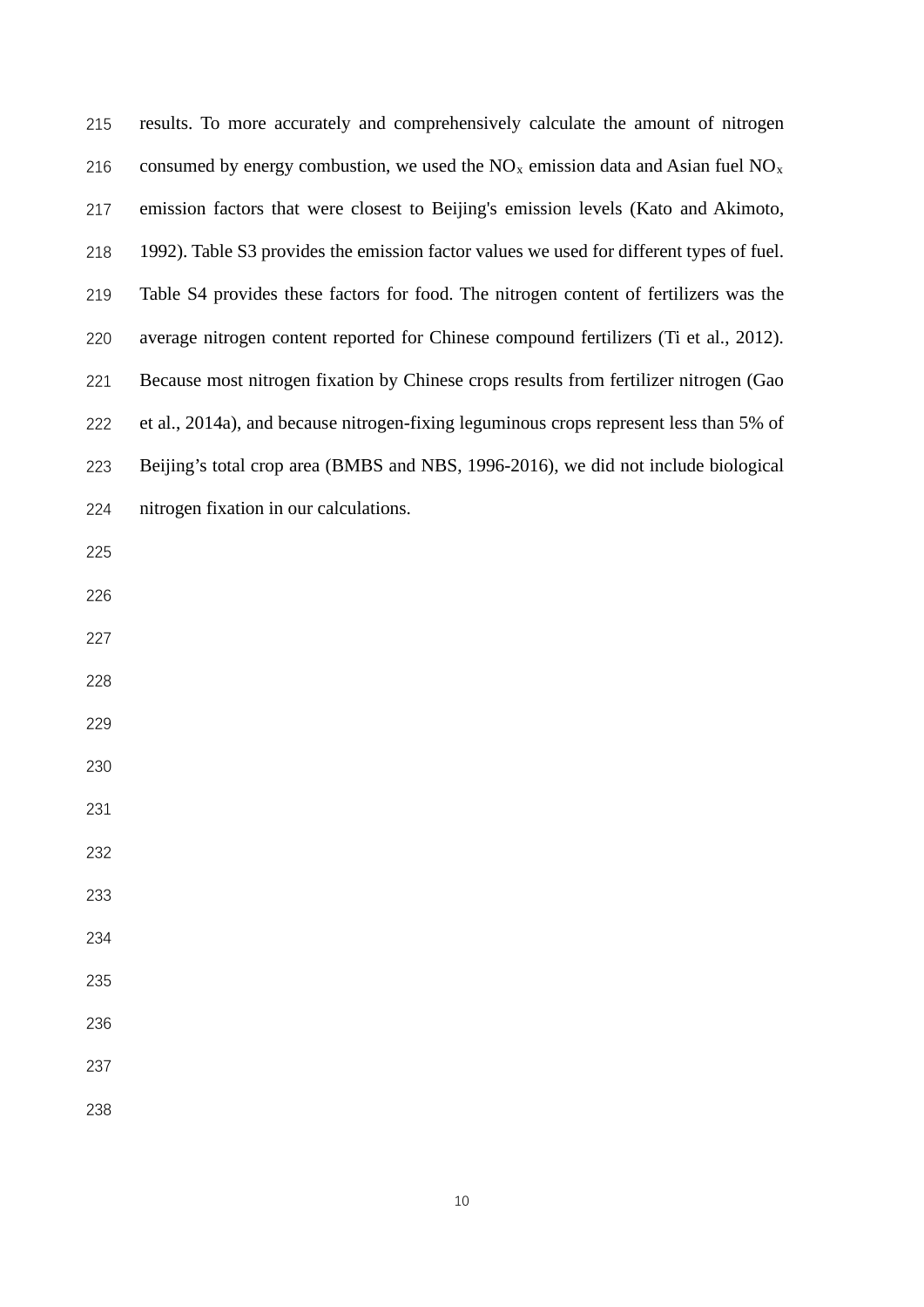results. To more accurately and comprehensively calculate the amount of nitrogen consumed by energy combustion, we used the $NO_x$ emission data and Asian fuel $NO_x$ emission factors that were closest to Beijing's emission levels (Kato and Akimoto, 1992). Table S3 provides the emission factor values we used for different types of fuel. Table S4 provides these factors for food. The nitrogen content of fertilizers was the average nitrogen content reported for Chinese compound fertilizers (Ti et al., 2012). Because most nitrogen fixation by Chinese crops results from fertilizer nitrogen (Gao et al., 2014a), and because nitrogen-fixing leguminous crops represent less than 5% of Beijing's total crop area (BMBS and NBS, 1996-2016), we did not include biological nitrogen fixation in our calculations.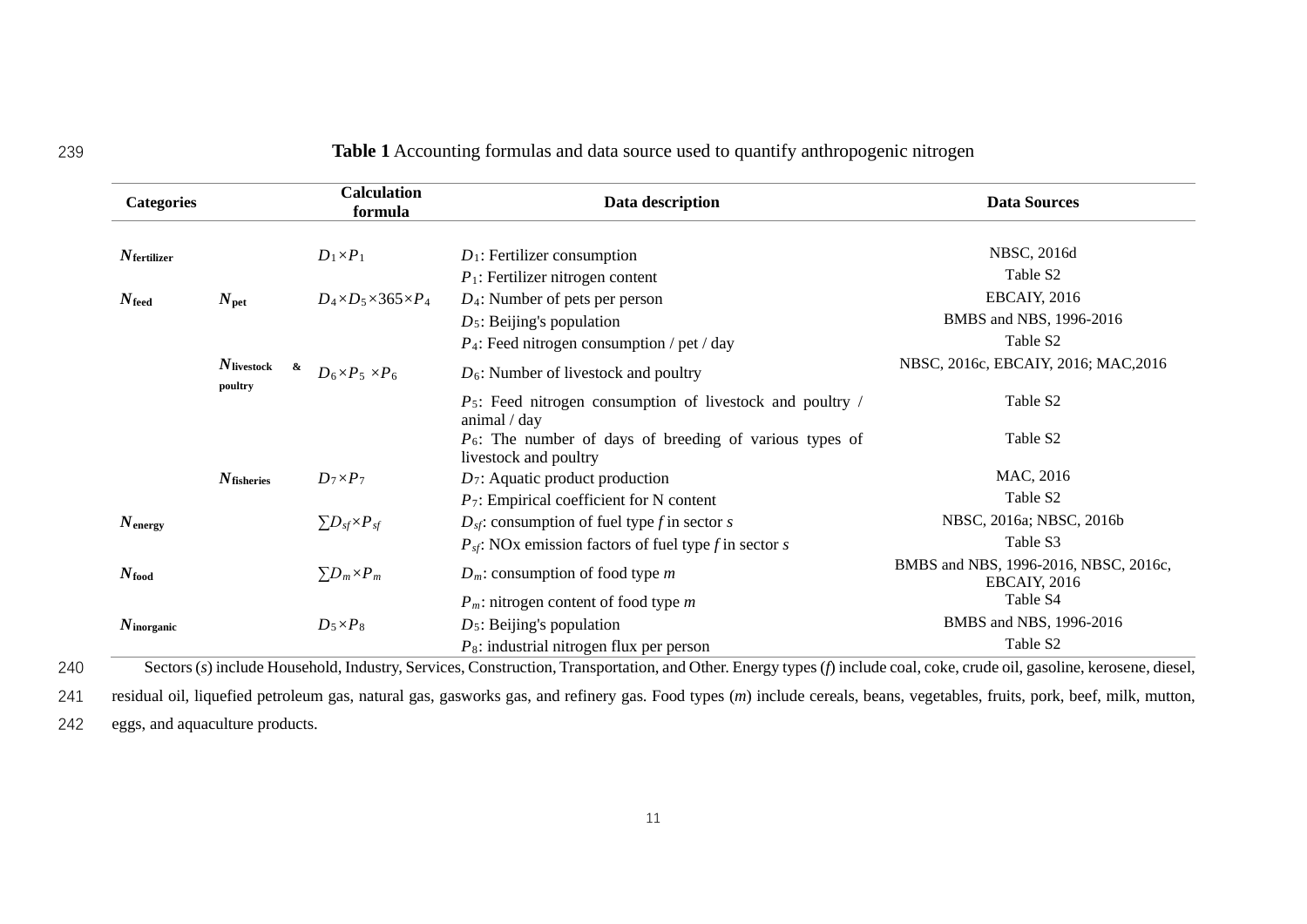**Table 1** Accounting formulas and data source used to quantify anthropogenic nitrogen

| Categories | | Calculation formula | Data description | Data Sources |
|---|---|---|---|---|
| $N_{fertilizer}$ | | $D_1 \times P_1$ | $D_1$: Fertilizer consumption | NBSC, 2016d |
| | | | $P_1$: Fertilizer nitrogen content | Table S2 |
| $N_{feed}$ | $N_{pet}$ | $D_4 \times D_5 \times 365 \times P_4$ | $D_4$: Number of pets per person | EBCAIY, 2016 |
| | | | $D_5$: Beijing's population | BMBS and NBS, 1996-2016 |
| | | | $P_4$: Feed nitrogen consumption / pet / day | Table S2 |
| | $N_{livestock\ \&\ poultry}$ | $D_6 \times P_5 \times P_6$ | $D_6$: Number of livestock and poultry | NBSC, 2016c, EBCAIY, 2016; MAC,2016 |
| | | | $P_5$: Feed nitrogen consumption of livestock and poultry / animal / day | Table S2 |
| | | | $P_6$: The number of days of breeding of various types of livestock and poultry | Table S2 |
| | $N_{fisheries}$ | $D_7 \times P_7$ | $D_7$: Aquatic product production | MAC, 2016 |
| | | | $P_7$: Empirical coefficient for N content | Table S2 |
| $N_{energy}$ | | $\sum D_{sf} \times P_{sf}$ | $D_{sf}$: consumption of fuel type *f* in sector *s* | NBSC, 2016a; NBSC, 2016b |
| | | | $P_{sf}$: NOx emission factors of fuel type *f* in sector *s* | Table S3 |
| $N_{food}$ | | $\sum D_m \times P_m$ | $D_m$: consumption of food type *m* | BMBS and NBS, 1996-2016, NBSC, 2016c, EBCAIY, 2016 |
| | | | $P_m$: nitrogen content of food type *m* | Table S4 |
| $N_{inorganic}$ | | $D_5 \times P_8$ | $D_5$: Beijing's population | BMBS and NBS, 1996-2016 |
| | | | $P_8$: industrial nitrogen flux per person | Table S2 |

Sectors (*s*) include Household, Industry, Services, Construction, Transportation, and Other. Energy types (*f*) include coal, coke, crude oil, gasoline, kerosene, diesel, residual oil, liquefied petroleum gas, natural gas, gasworks gas, and refinery gas. Food types (*m*) include cereals, beans, vegetables, fruits, pork, beef, milk, mutton, eggs, and aquaculture products.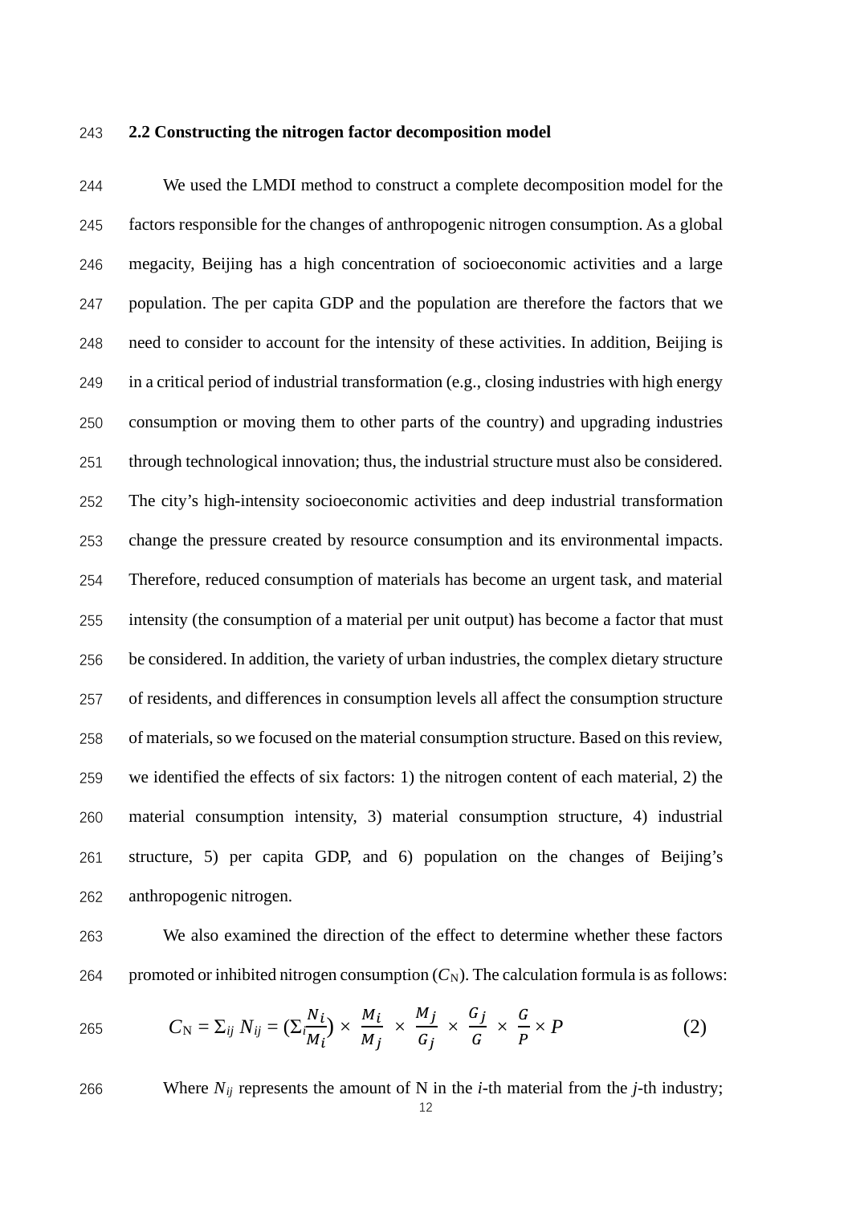## 2.2 Constructing the nitrogen factor decomposition model

We used the LMDI method to construct a complete decomposition model for the factors responsible for the changes of anthropogenic nitrogen consumption. As a global megacity, Beijing has a high concentration of socioeconomic activities and a large population. The per capita GDP and the population are therefore the factors that we need to consider to account for the intensity of these activities. In addition, Beijing is in a critical period of industrial transformation (e.g., closing industries with high energy consumption or moving them to other parts of the country) and upgrading industries through technological innovation; thus, the industrial structure must also be considered. The city's high-intensity socioeconomic activities and deep industrial transformation change the pressure created by resource consumption and its environmental impacts. Therefore, reduced consumption of materials has become an urgent task, and material intensity (the consumption of a material per unit output) has become a factor that must be considered. In addition, the variety of urban industries, the complex dietary structure of residents, and differences in consumption levels all affect the consumption structure of materials, so we focused on the material consumption structure. Based on this review, we identified the effects of six factors: 1) the nitrogen content of each material, 2) the material consumption intensity, 3) material consumption structure, 4) industrial structure, 5) per capita GDP, and 6) population on the changes of Beijing's anthropogenic nitrogen.

We also examined the direction of the effect to determine whether these factors promoted or inhibited nitrogen consumption ($C_N$). The calculation formula is as follows:

$$C_N = \Sigma_{ij} N_{ij} = (\Sigma_i \frac{N_i}{M_i}) \times \frac{M_i}{M_j} \times \frac{M_j}{G_j} \times \frac{G_j}{G} \times \frac{G}{P} \times P \quad (2)$$

Where $N_{ij}$ represents the amount of N in the $i$-th material from the $j$-th industry;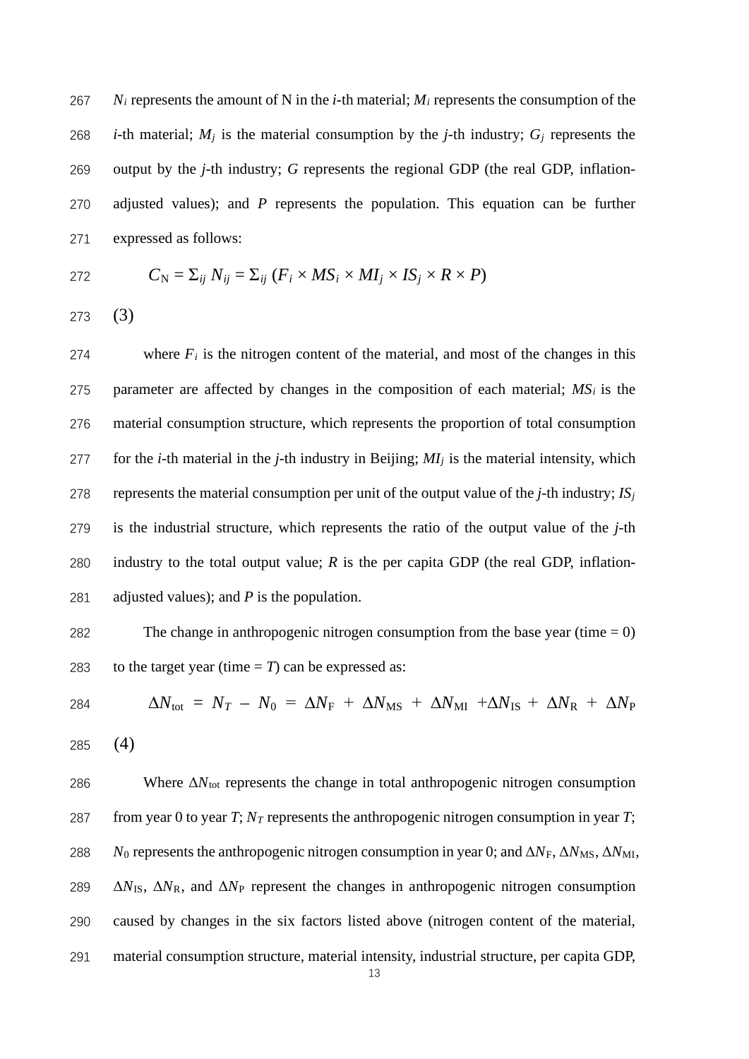$N_i$ represents the amount of N in the $i$-th material; $M_i$ represents the consumption of the $i$-th material; $M_j$ is the material consumption by the $j$-th industry; $G_j$ represents the output by the $j$-th industry; $G$ represents the regional GDP (the real GDP, inflation-adjusted values); and $P$ represents the population. This equation can be further expressed as follows:

$$C_N = \Sigma_{ij} N_{ij} = \Sigma_{ij} (F_i \times MS_i \times MI_j \times IS_j \times R \times P) \quad (3)$$

where $F_i$ is the nitrogen content of the material, and most of the changes in this parameter are affected by changes in the composition of each material; $MS_i$ is the material consumption structure, which represents the proportion of total consumption for the $i$-th material in the $j$-th industry in Beijing; $MI_j$ is the material intensity, which represents the material consumption per unit of the output value of the $j$-th industry; $IS_j$ is the industrial structure, which represents the ratio of the output value of the $j$-th industry to the total output value; $R$ is the per capita GDP (the real GDP, inflation-adjusted values); and $P$ is the population.

The change in anthropogenic nitrogen consumption from the base year (time = 0) to the target year (time = $T$) can be expressed as:

$$\Delta N_{tot} = N_T - N_0 = \Delta N_F + \Delta N_{MS} + \Delta N_{MI} + \Delta N_{IS} + \Delta N_R + \Delta N_P \quad (4)$$

Where $\Delta N_{tot}$ represents the change in total anthropogenic nitrogen consumption from year 0 to year $T$; $N_T$ represents the anthropogenic nitrogen consumption in year $T$; $N_0$ represents the anthropogenic nitrogen consumption in year 0; and $\Delta N_F$, $\Delta N_{MS}$, $\Delta N_{MI}$, $\Delta N_{IS}$, $\Delta N_R$, and $\Delta N_P$ represent the changes in anthropogenic nitrogen consumption caused by changes in the six factors listed above (nitrogen content of the material, material consumption structure, material intensity, industrial structure, per capita GDP,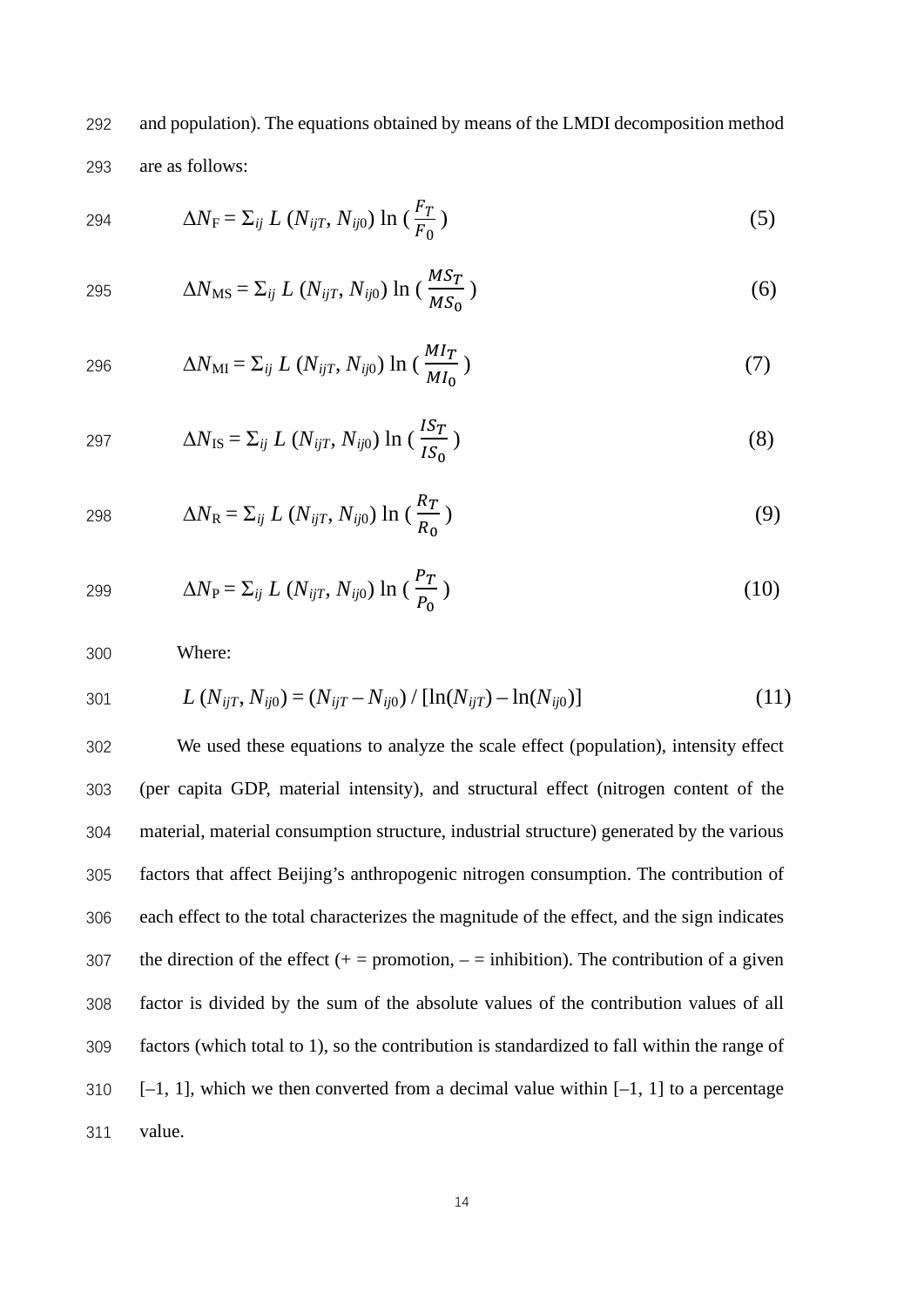and population). The equations obtained by means of the LMDI decomposition method are as follows:

$$\Delta N_{F} = \Sigma_{ij} L (N_{ijT}, N_{ij0}) \ln \left( \frac{F_T}{F_0} \right) \tag{5}$$

$$\Delta N_{MS} = \Sigma_{ij} L (N_{ijT}, N_{ij0}) \ln \left( \frac{MS_T}{MS_0} \right) \tag{6}$$

$$\Delta N_{MI} = \Sigma_{ij} L (N_{ijT}, N_{ij0}) \ln \left( \frac{MI_T}{MI_0} \right) \tag{7}$$

$$\Delta N_{IS} = \Sigma_{ij} L (N_{ijT}, N_{ij0}) \ln \left( \frac{IS_T}{IS_0} \right) \tag{8}$$

$$\Delta N_{R} = \Sigma_{ij} L (N_{ijT}, N_{ij0}) \ln \left( \frac{R_T}{R_0} \right) \tag{9}$$

$$\Delta N_{P} = \Sigma_{ij} L (N_{ijT}, N_{ij0}) \ln \left( \frac{P_T}{P_0} \right) \tag{10}$$

Where:

$$L (N_{ijT}, N_{ij0}) = (N_{ijT} - N_{ij0}) / [\ln(N_{ijT}) - \ln(N_{ij0})] \tag{11}$$

We used these equations to analyze the scale effect (population), intensity effect (per capita GDP, material intensity), and structural effect (nitrogen content of the material, material consumption structure, industrial structure) generated by the various factors that affect Beijing's anthropogenic nitrogen consumption. The contribution of each effect to the total characterizes the magnitude of the effect, and the sign indicates the direction of the effect (+ = promotion, – = inhibition). The contribution of a given factor is divided by the sum of the absolute values of the contribution values of all factors (which total to 1), so the contribution is standardized to fall within the range of [–1, 1], which we then converted from a decimal value within [–1, 1] to a percentage value.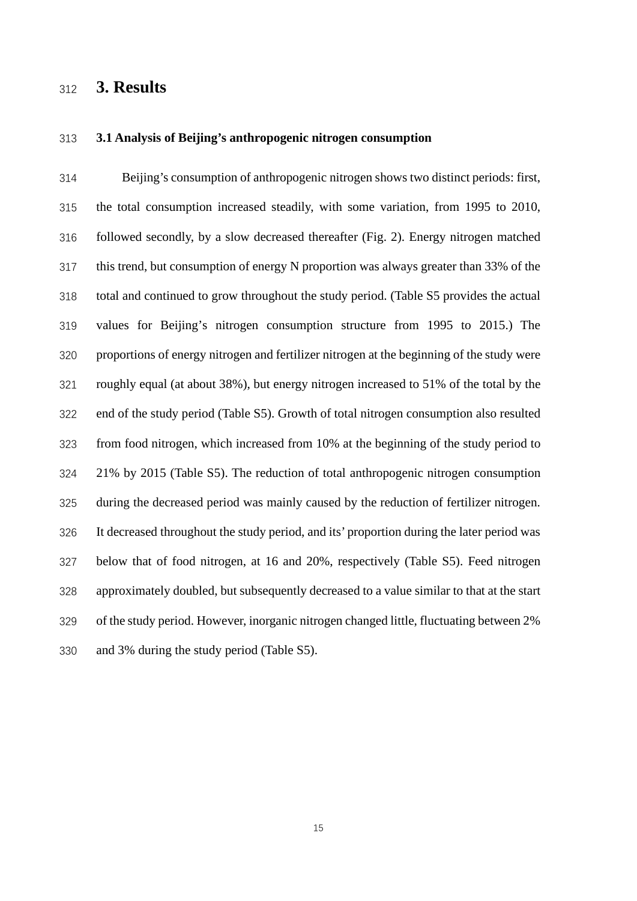# 3. Results

### 3.1 Analysis of Beijing's anthropogenic nitrogen consumption

Beijing's consumption of anthropogenic nitrogen shows two distinct periods: first, the total consumption increased steadily, with some variation, from 1995 to 2010, followed secondly, by a slow decreased thereafter (Fig. 2). Energy nitrogen matched this trend, but consumption of energy N proportion was always greater than 33% of the total and continued to grow throughout the study period. (Table S5 provides the actual values for Beijing's nitrogen consumption structure from 1995 to 2015.) The proportions of energy nitrogen and fertilizer nitrogen at the beginning of the study were roughly equal (at about 38%), but energy nitrogen increased to 51% of the total by the end of the study period (Table S5). Growth of total nitrogen consumption also resulted from food nitrogen, which increased from 10% at the beginning of the study period to 21% by 2015 (Table S5). The reduction of total anthropogenic nitrogen consumption during the decreased period was mainly caused by the reduction of fertilizer nitrogen. It decreased throughout the study period, and its' proportion during the later period was below that of food nitrogen, at 16 and 20%, respectively (Table S5). Feed nitrogen approximately doubled, but subsequently decreased to a value similar to that at the start of the study period. However, inorganic nitrogen changed little, fluctuating between 2% and 3% during the study period (Table S5).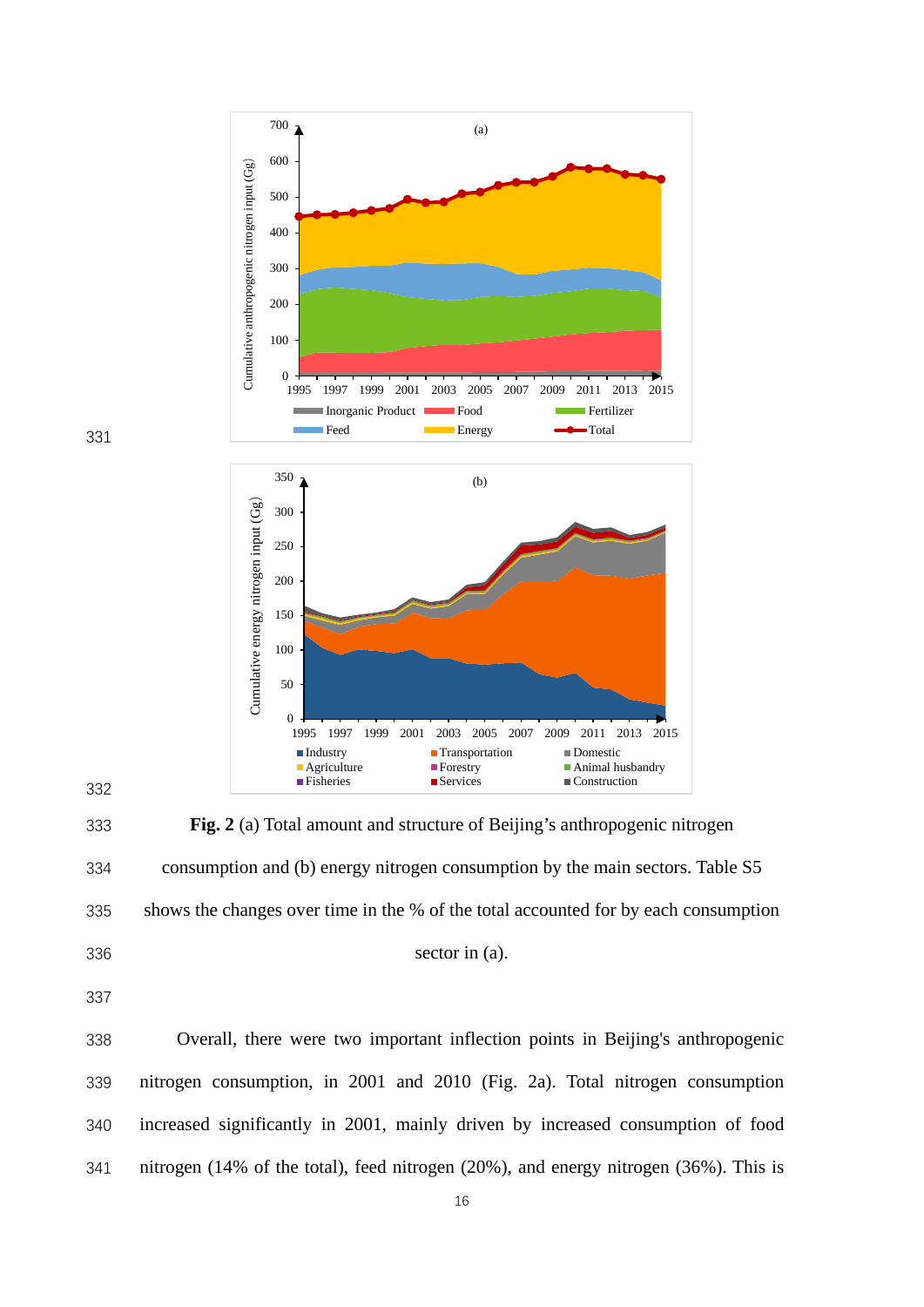**Fig. 2** (a) Total amount and structure of Beijing's anthropogenic nitrogen consumption and (b) energy nitrogen consumption by the main sectors. Table S5 shows the changes over time in the % of the total accounted for by each consumption sector in (a).

Overall, there were two important inflection points in Beijing's anthropogenic nitrogen consumption, in 2001 and 2010 (Fig. 2a). Total nitrogen consumption increased significantly in 2001, mainly driven by increased consumption of food nitrogen (14% of the total), feed nitrogen (20%), and energy nitrogen (36%). This is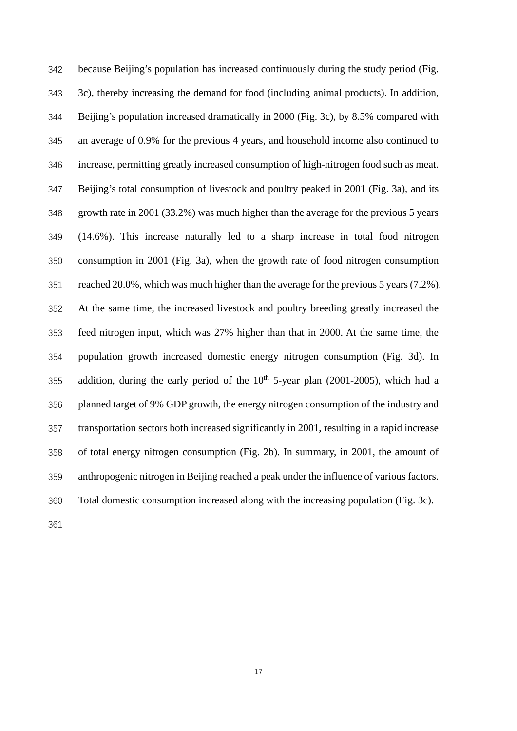because Beijing's population has increased continuously during the study period (Fig. 3c), thereby increasing the demand for food (including animal products). In addition, Beijing's population increased dramatically in 2000 (Fig. 3c), by 8.5% compared with an average of 0.9% for the previous 4 years, and household income also continued to increase, permitting greatly increased consumption of high-nitrogen food such as meat. Beijing's total consumption of livestock and poultry peaked in 2001 (Fig. 3a), and its growth rate in 2001 (33.2%) was much higher than the average for the previous 5 years (14.6%). This increase naturally led to a sharp increase in total food nitrogen consumption in 2001 (Fig. 3a), when the growth rate of food nitrogen consumption reached 20.0%, which was much higher than the average for the previous 5 years (7.2%). At the same time, the increased livestock and poultry breeding greatly increased the feed nitrogen input, which was 27% higher than that in 2000. At the same time, the population growth increased domestic energy nitrogen consumption (Fig. 3d). In addition, during the early period of the 10$^{th}$ 5-year plan (2001-2005), which had a planned target of 9% GDP growth, the energy nitrogen consumption of the industry and transportation sectors both increased significantly in 2001, resulting in a rapid increase of total energy nitrogen consumption (Fig. 2b). In summary, in 2001, the amount of anthropogenic nitrogen in Beijing reached a peak under the influence of various factors. Total domestic consumption increased along with the increasing population (Fig. 3c).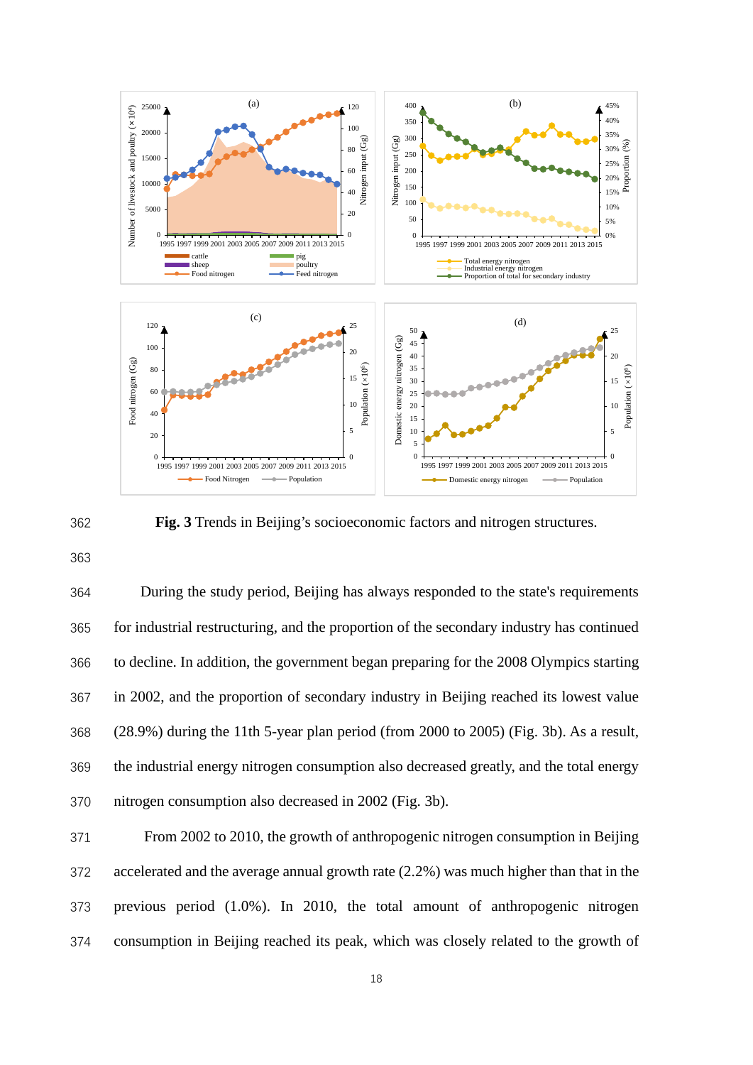**Fig. 3** Trends in Beijing's socioeconomic factors and nitrogen structures.

During the study period, Beijing has always responded to the state's requirements for industrial restructuring, and the proportion of the secondary industry has continued to decline. In addition, the government began preparing for the 2008 Olympics starting in 2002, and the proportion of secondary industry in Beijing reached its lowest value (28.9%) during the 11th 5-year plan period (from 2000 to 2005) (Fig. 3b). As a result, the industrial energy nitrogen consumption also decreased greatly, and the total energy nitrogen consumption also decreased in 2002 (Fig. 3b).

From 2002 to 2010, the growth of anthropogenic nitrogen consumption in Beijing accelerated and the average annual growth rate (2.2%) was much higher than that in the previous period (1.0%). In 2010, the total amount of anthropogenic nitrogen consumption in Beijing reached its peak, which was closely related to the growth of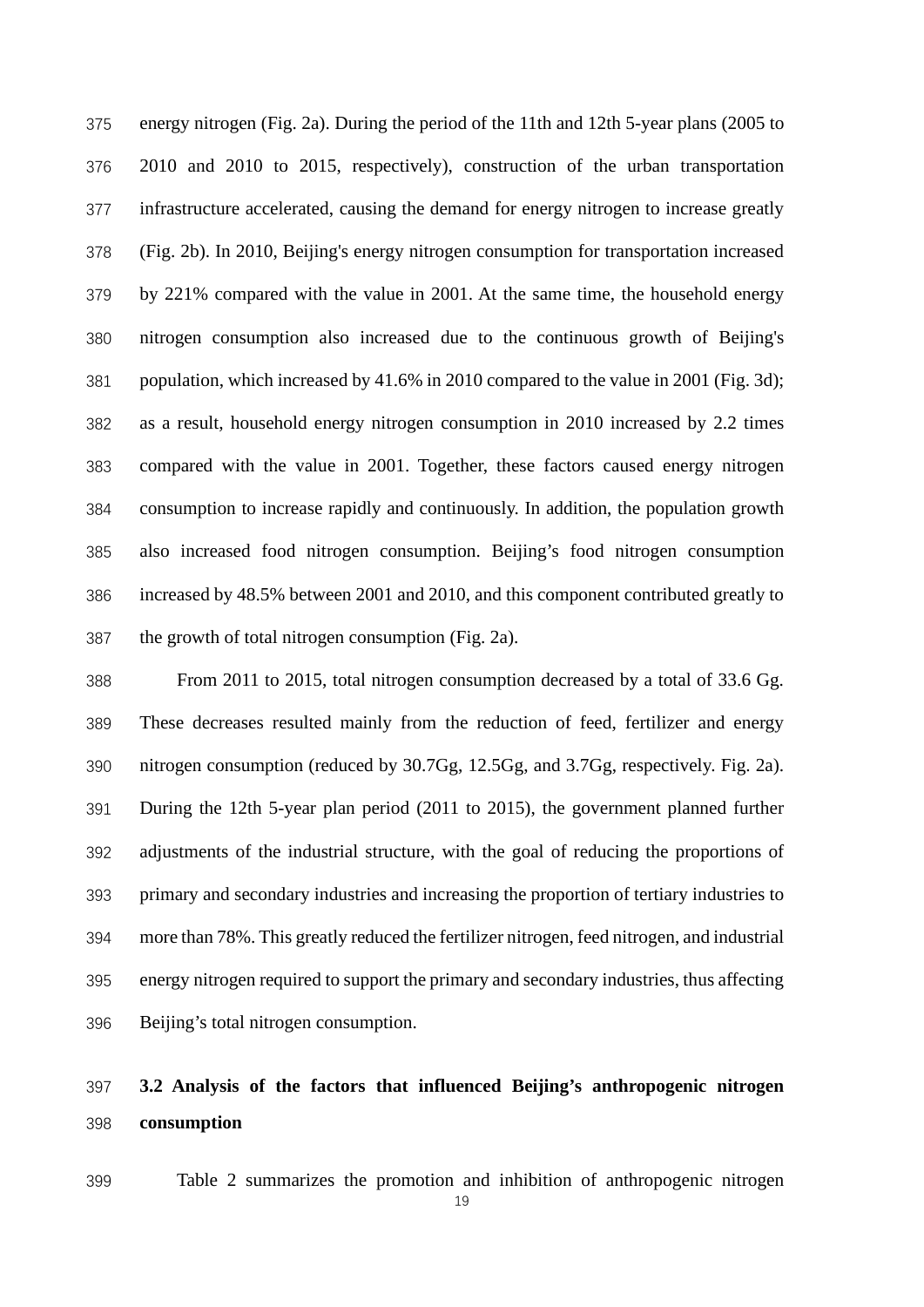energy nitrogen (Fig. 2a). During the period of the 11th and 12th 5-year plans (2005 to 2010 and 2010 to 2015, respectively), construction of the urban transportation infrastructure accelerated, causing the demand for energy nitrogen to increase greatly (Fig. 2b). In 2010, Beijing's energy nitrogen consumption for transportation increased by 221% compared with the value in 2001. At the same time, the household energy nitrogen consumption also increased due to the continuous growth of Beijing's population, which increased by 41.6% in 2010 compared to the value in 2001 (Fig. 3d); as a result, household energy nitrogen consumption in 2010 increased by 2.2 times compared with the value in 2001. Together, these factors caused energy nitrogen consumption to increase rapidly and continuously. In addition, the population growth also increased food nitrogen consumption. Beijing's food nitrogen consumption increased by 48.5% between 2001 and 2010, and this component contributed greatly to the growth of total nitrogen consumption (Fig. 2a).

From 2011 to 2015, total nitrogen consumption decreased by a total of 33.6 Gg. These decreases resulted mainly from the reduction of feed, fertilizer and energy nitrogen consumption (reduced by 30.7Gg, 12.5Gg, and 3.7Gg, respectively. Fig. 2a). During the 12th 5-year plan period (2011 to 2015), the government planned further adjustments of the industrial structure, with the goal of reducing the proportions of primary and secondary industries and increasing the proportion of tertiary industries to more than 78%. This greatly reduced the fertilizer nitrogen, feed nitrogen, and industrial energy nitrogen required to support the primary and secondary industries, thus affecting Beijing's total nitrogen consumption.

## 3.2 Analysis of the factors that influenced Beijing's anthropogenic nitrogen consumption

Table 2 summarizes the promotion and inhibition of anthropogenic nitrogen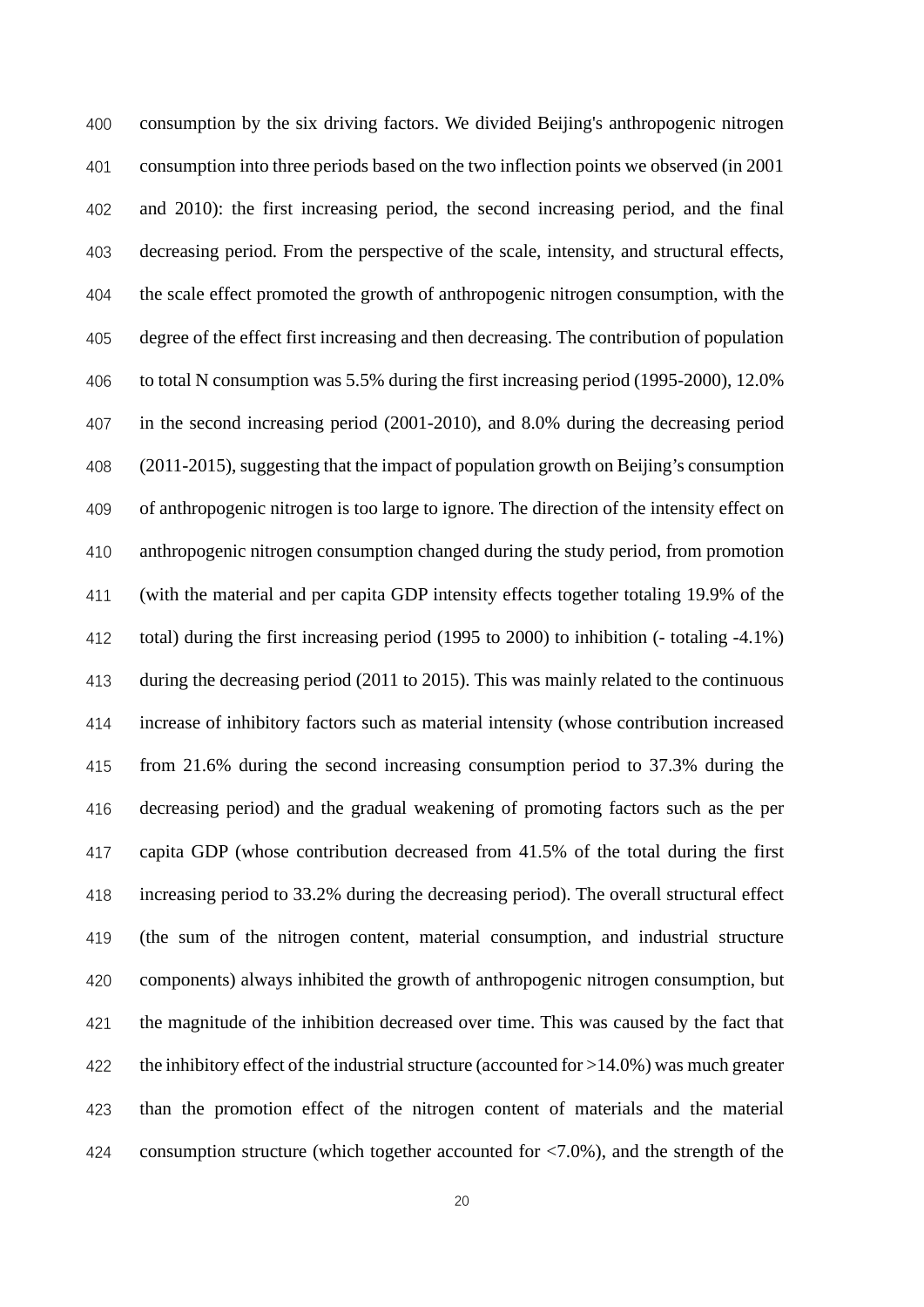consumption by the six driving factors. We divided Beijing's anthropogenic nitrogen consumption into three periods based on the two inflection points we observed (in 2001 and 2010): the first increasing period, the second increasing period, and the final decreasing period. From the perspective of the scale, intensity, and structural effects, the scale effect promoted the growth of anthropogenic nitrogen consumption, with the degree of the effect first increasing and then decreasing. The contribution of population to total N consumption was 5.5% during the first increasing period (1995-2000), 12.0% in the second increasing period (2001-2010), and 8.0% during the decreasing period (2011-2015), suggesting that the impact of population growth on Beijing's consumption of anthropogenic nitrogen is too large to ignore. The direction of the intensity effect on anthropogenic nitrogen consumption changed during the study period, from promotion (with the material and per capita GDP intensity effects together totaling 19.9% of the total) during the first increasing period (1995 to 2000) to inhibition (- totaling -4.1%) during the decreasing period (2011 to 2015). This was mainly related to the continuous increase of inhibitory factors such as material intensity (whose contribution increased from 21.6% during the second increasing consumption period to 37.3% during the decreasing period) and the gradual weakening of promoting factors such as the per capita GDP (whose contribution decreased from 41.5% of the total during the first increasing period to 33.2% during the decreasing period). The overall structural effect (the sum of the nitrogen content, material consumption, and industrial structure components) always inhibited the growth of anthropogenic nitrogen consumption, but the magnitude of the inhibition decreased over time. This was caused by the fact that the inhibitory effect of the industrial structure (accounted for >14.0%) was much greater than the promotion effect of the nitrogen content of materials and the material consumption structure (which together accounted for <7.0%), and the strength of the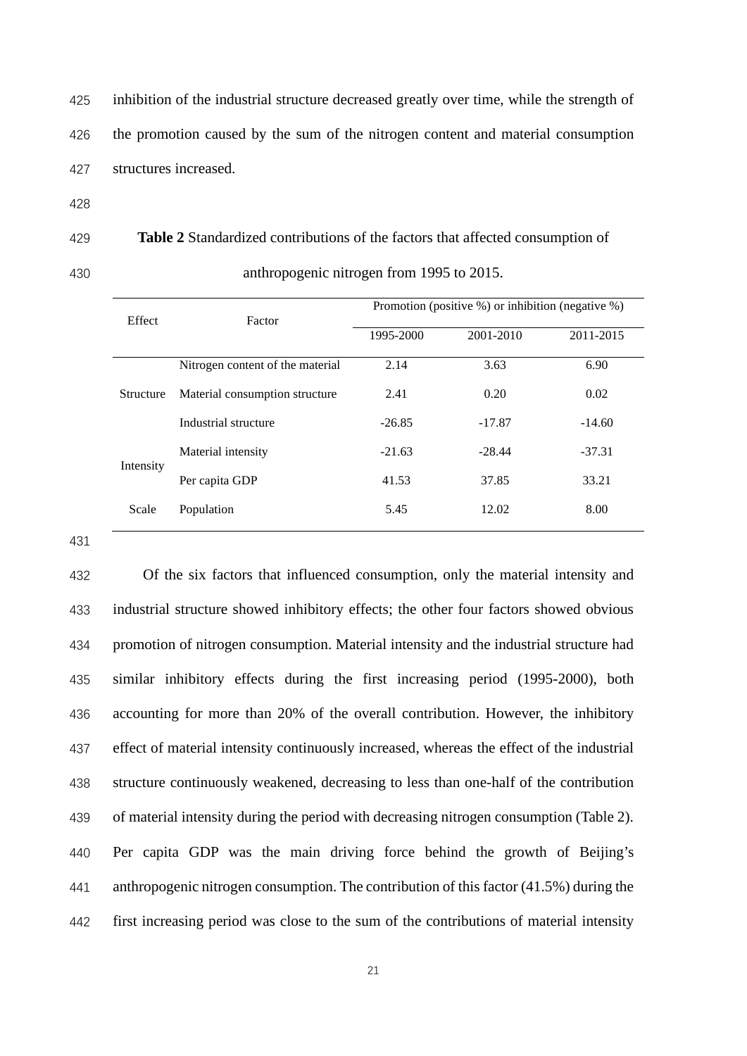inhibition of the industrial structure decreased greatly over time, while the strength of the promotion caused by the sum of the nitrogen content and material consumption structures increased.

**Table 2** Standardized contributions of the factors that affected consumption of anthropogenic nitrogen from 1995 to 2015.

| Effect | Factor | Promotion (positive %) or inhibition (negative %) | | |
|---|---|---|---|---|
| | | 1995-2000 | 2001-2010 | 2011-2015 |
| Structure | Nitrogen content of the material | 2.14 | 3.63 | 6.90 |
| | Material consumption structure | 2.41 | 0.20 | 0.02 |
| | Industrial structure | -26.85 | -17.87 | -14.60 |
| Intensity | Material intensity | -21.63 | -28.44 | -37.31 |
| | Per capita GDP | 41.53 | 37.85 | 33.21 |
| Scale | Population | 5.45 | 12.02 | 8.00 |

Of the six factors that influenced consumption, only the material intensity and industrial structure showed inhibitory effects; the other four factors showed obvious promotion of nitrogen consumption. Material intensity and the industrial structure had similar inhibitory effects during the first increasing period (1995-2000), both accounting for more than 20% of the overall contribution. However, the inhibitory effect of material intensity continuously increased, whereas the effect of the industrial structure continuously weakened, decreasing to less than one-half of the contribution of material intensity during the period with decreasing nitrogen consumption (Table 2). Per capita GDP was the main driving force behind the growth of Beijing's anthropogenic nitrogen consumption. The contribution of this factor (41.5%) during the first increasing period was close to the sum of the contributions of material intensity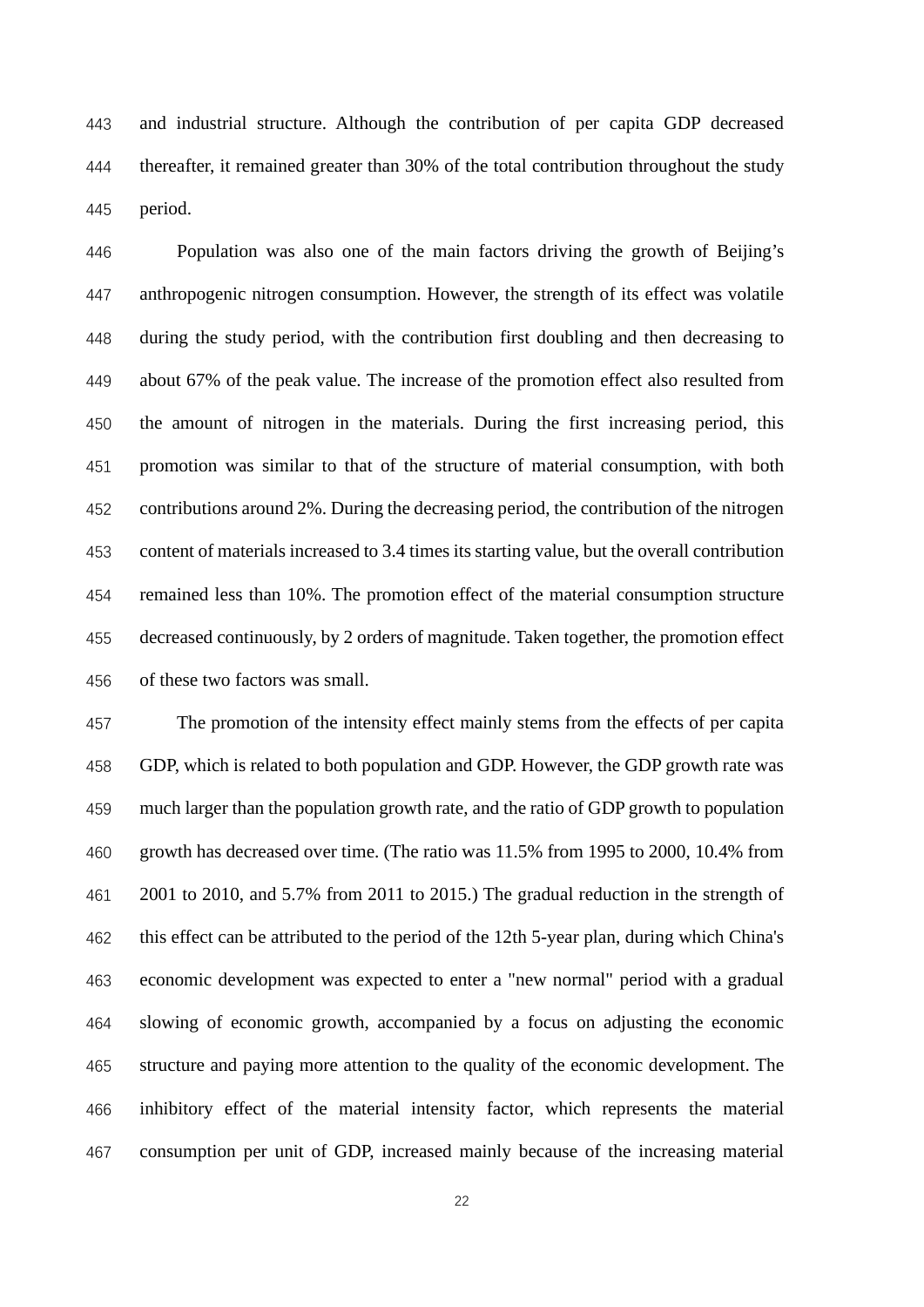and industrial structure. Although the contribution of per capita GDP decreased thereafter, it remained greater than 30% of the total contribution throughout the study period.

Population was also one of the main factors driving the growth of Beijing's anthropogenic nitrogen consumption. However, the strength of its effect was volatile during the study period, with the contribution first doubling and then decreasing to about 67% of the peak value. The increase of the promotion effect also resulted from the amount of nitrogen in the materials. During the first increasing period, this promotion was similar to that of the structure of material consumption, with both contributions around 2%. During the decreasing period, the contribution of the nitrogen content of materials increased to 3.4 times its starting value, but the overall contribution remained less than 10%. The promotion effect of the material consumption structure decreased continuously, by 2 orders of magnitude. Taken together, the promotion effect of these two factors was small.

The promotion of the intensity effect mainly stems from the effects of per capita GDP, which is related to both population and GDP. However, the GDP growth rate was much larger than the population growth rate, and the ratio of GDP growth to population growth has decreased over time. (The ratio was 11.5% from 1995 to 2000, 10.4% from 2001 to 2010, and 5.7% from 2011 to 2015.) The gradual reduction in the strength of this effect can be attributed to the period of the 12th 5-year plan, during which China's economic development was expected to enter a "new normal" period with a gradual slowing of economic growth, accompanied by a focus on adjusting the economic structure and paying more attention to the quality of the economic development. The inhibitory effect of the material intensity factor, which represents the material consumption per unit of GDP, increased mainly because of the increasing material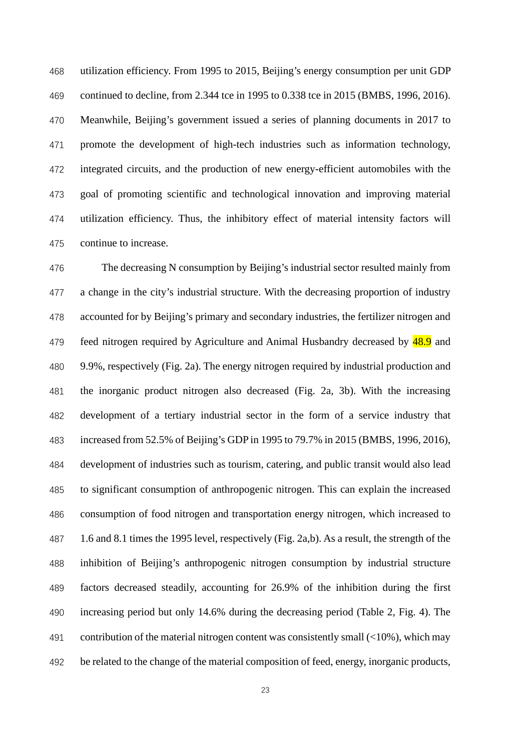utilization efficiency. From 1995 to 2015, Beijing's energy consumption per unit GDP continued to decline, from 2.344 tce in 1995 to 0.338 tce in 2015 (BMBS, 1996, 2016). Meanwhile, Beijing's government issued a series of planning documents in 2017 to promote the development of high-tech industries such as information technology, integrated circuits, and the production of new energy-efficient automobiles with the goal of promoting scientific and technological innovation and improving material utilization efficiency. Thus, the inhibitory effect of material intensity factors will continue to increase.

The decreasing N consumption by Beijing's industrial sector resulted mainly from a change in the city's industrial structure. With the decreasing proportion of industry accounted for by Beijing's primary and secondary industries, the fertilizer nitrogen and feed nitrogen required by Agriculture and Animal Husbandry decreased by 48.9 and 9.9%, respectively (Fig. 2a). The energy nitrogen required by industrial production and the inorganic product nitrogen also decreased (Fig. 2a, 3b). With the increasing development of a tertiary industrial sector in the form of a service industry that increased from 52.5% of Beijing's GDP in 1995 to 79.7% in 2015 (BMBS, 1996, 2016), development of industries such as tourism, catering, and public transit would also lead to significant consumption of anthropogenic nitrogen. This can explain the increased consumption of food nitrogen and transportation energy nitrogen, which increased to 1.6 and 8.1 times the 1995 level, respectively (Fig. 2a,b). As a result, the strength of the inhibition of Beijing's anthropogenic nitrogen consumption by industrial structure factors decreased steadily, accounting for 26.9% of the inhibition during the first increasing period but only 14.6% during the decreasing period (Table 2, Fig. 4). The contribution of the material nitrogen content was consistently small (<10%), which may be related to the change of the material composition of feed, energy, inorganic products,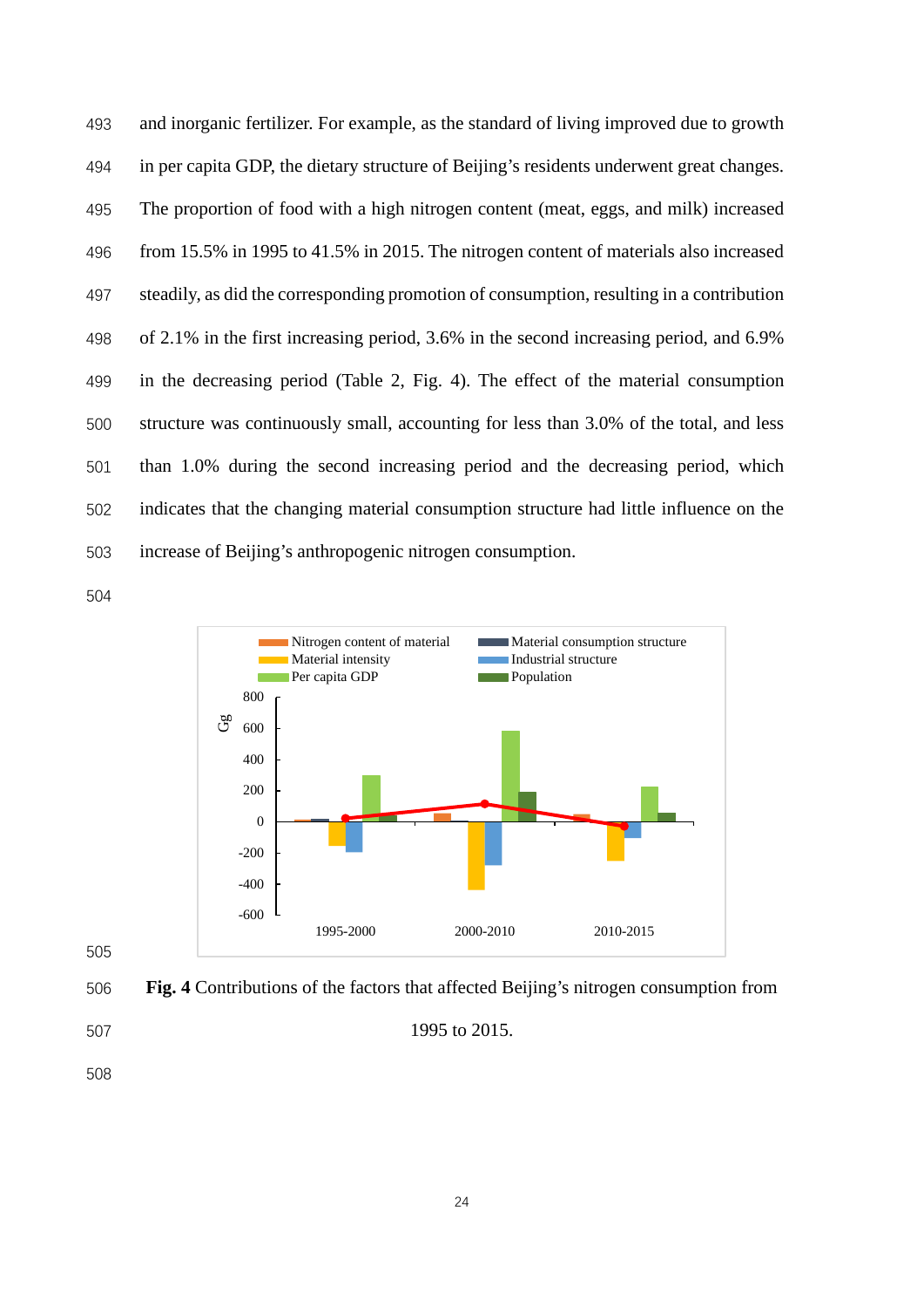and inorganic fertilizer. For example, as the standard of living improved due to growth in per capita GDP, the dietary structure of Beijing's residents underwent great changes. The proportion of food with a high nitrogen content (meat, eggs, and milk) increased from 15.5% in 1995 to 41.5% in 2015. The nitrogen content of materials also increased steadily, as did the corresponding promotion of consumption, resulting in a contribution of 2.1% in the first increasing period, 3.6% in the second increasing period, and 6.9% in the decreasing period (Table 2, Fig. 4). The effect of the material consumption structure was continuously small, accounting for less than 3.0% of the total, and less than 1.0% during the second increasing period and the decreasing period, which indicates that the changing material consumption structure had little influence on the increase of Beijing's anthropogenic nitrogen consumption.

**Fig. 4** Contributions of the factors that affected Beijing's nitrogen consumption from 1995 to 2015.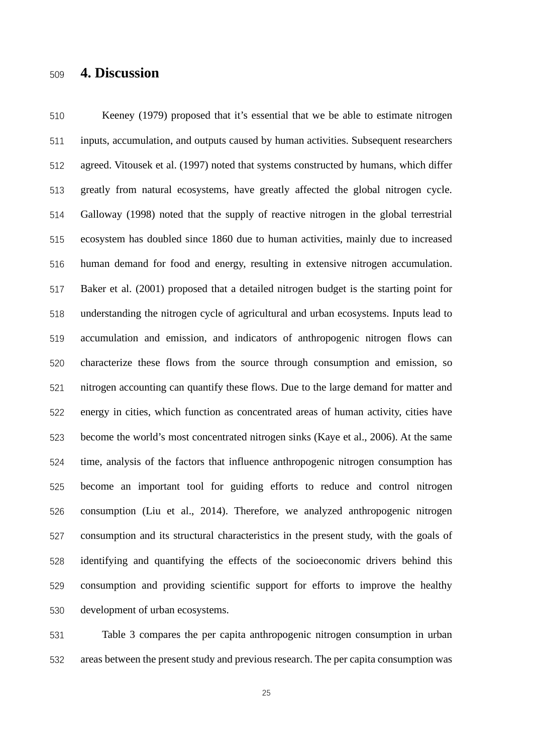# 4. Discussion

Keeney (1979) proposed that it's essential that we be able to estimate nitrogen inputs, accumulation, and outputs caused by human activities. Subsequent researchers agreed. Vitousek et al. (1997) noted that systems constructed by humans, which differ greatly from natural ecosystems, have greatly affected the global nitrogen cycle. Galloway (1998) noted that the supply of reactive nitrogen in the global terrestrial ecosystem has doubled since 1860 due to human activities, mainly due to increased human demand for food and energy, resulting in extensive nitrogen accumulation. Baker et al. (2001) proposed that a detailed nitrogen budget is the starting point for understanding the nitrogen cycle of agricultural and urban ecosystems. Inputs lead to accumulation and emission, and indicators of anthropogenic nitrogen flows can characterize these flows from the source through consumption and emission, so nitrogen accounting can quantify these flows. Due to the large demand for matter and energy in cities, which function as concentrated areas of human activity, cities have become the world's most concentrated nitrogen sinks (Kaye et al., 2006). At the same time, analysis of the factors that influence anthropogenic nitrogen consumption has become an important tool for guiding efforts to reduce and control nitrogen consumption (Liu et al., 2014). Therefore, we analyzed anthropogenic nitrogen consumption and its structural characteristics in the present study, with the goals of identifying and quantifying the effects of the socioeconomic drivers behind this consumption and providing scientific support for efforts to improve the healthy development of urban ecosystems.

Table 3 compares the per capita anthropogenic nitrogen consumption in urban areas between the present study and previous research. The per capita consumption was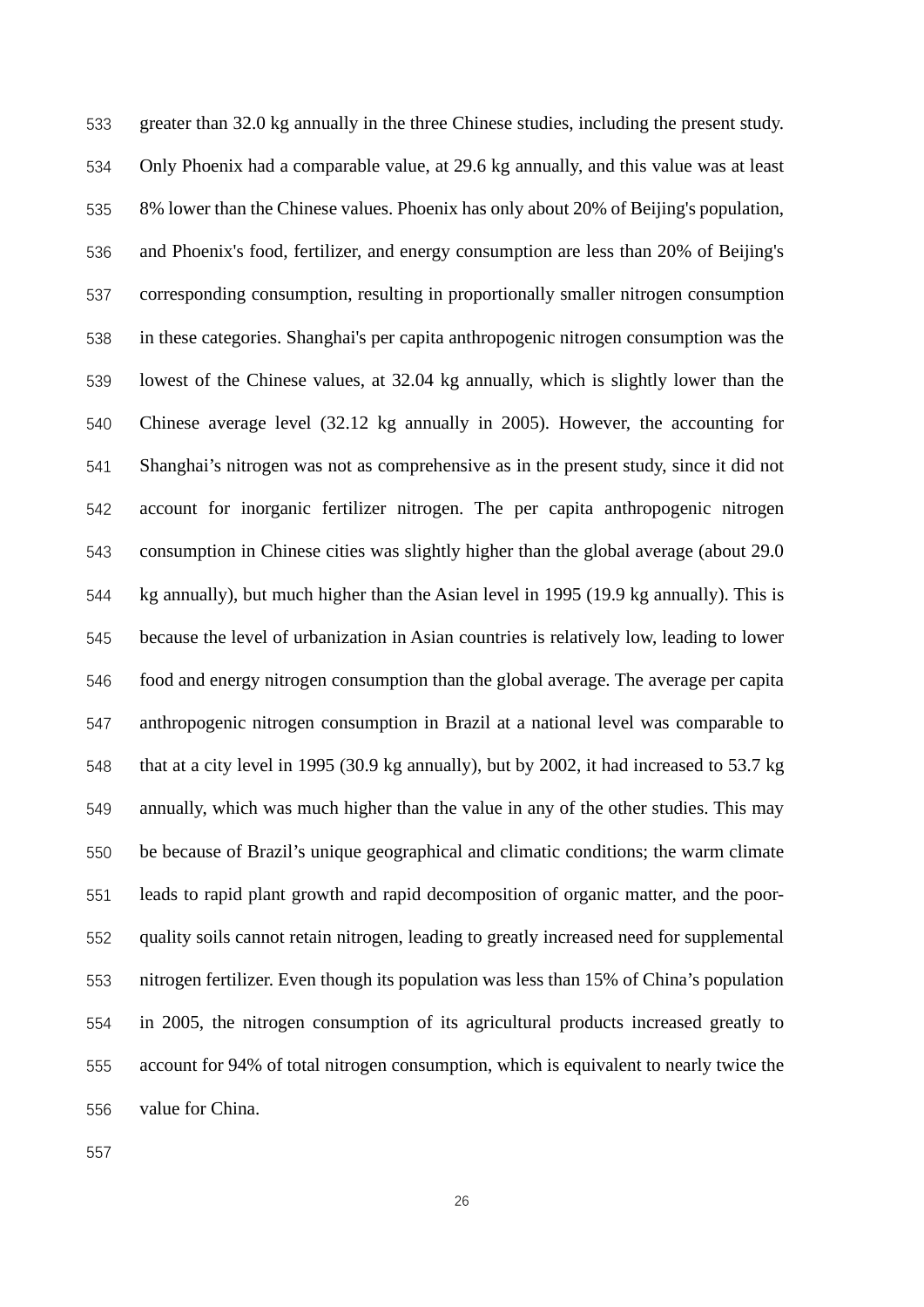greater than 32.0 kg annually in the three Chinese studies, including the present study. Only Phoenix had a comparable value, at 29.6 kg annually, and this value was at least 8% lower than the Chinese values. Phoenix has only about 20% of Beijing's population, and Phoenix's food, fertilizer, and energy consumption are less than 20% of Beijing's corresponding consumption, resulting in proportionally smaller nitrogen consumption in these categories. Shanghai's per capita anthropogenic nitrogen consumption was the lowest of the Chinese values, at 32.04 kg annually, which is slightly lower than the Chinese average level (32.12 kg annually in 2005). However, the accounting for Shanghai's nitrogen was not as comprehensive as in the present study, since it did not account for inorganic fertilizer nitrogen. The per capita anthropogenic nitrogen consumption in Chinese cities was slightly higher than the global average (about 29.0 kg annually), but much higher than the Asian level in 1995 (19.9 kg annually). This is because the level of urbanization in Asian countries is relatively low, leading to lower food and energy nitrogen consumption than the global average. The average per capita anthropogenic nitrogen consumption in Brazil at a national level was comparable to that at a city level in 1995 (30.9 kg annually), but by 2002, it had increased to 53.7 kg annually, which was much higher than the value in any of the other studies. This may be because of Brazil's unique geographical and climatic conditions; the warm climate leads to rapid plant growth and rapid decomposition of organic matter, and the poor-quality soils cannot retain nitrogen, leading to greatly increased need for supplemental nitrogen fertilizer. Even though its population was less than 15% of China's population in 2005, the nitrogen consumption of its agricultural products increased greatly to account for 94% of total nitrogen consumption, which is equivalent to nearly twice the value for China.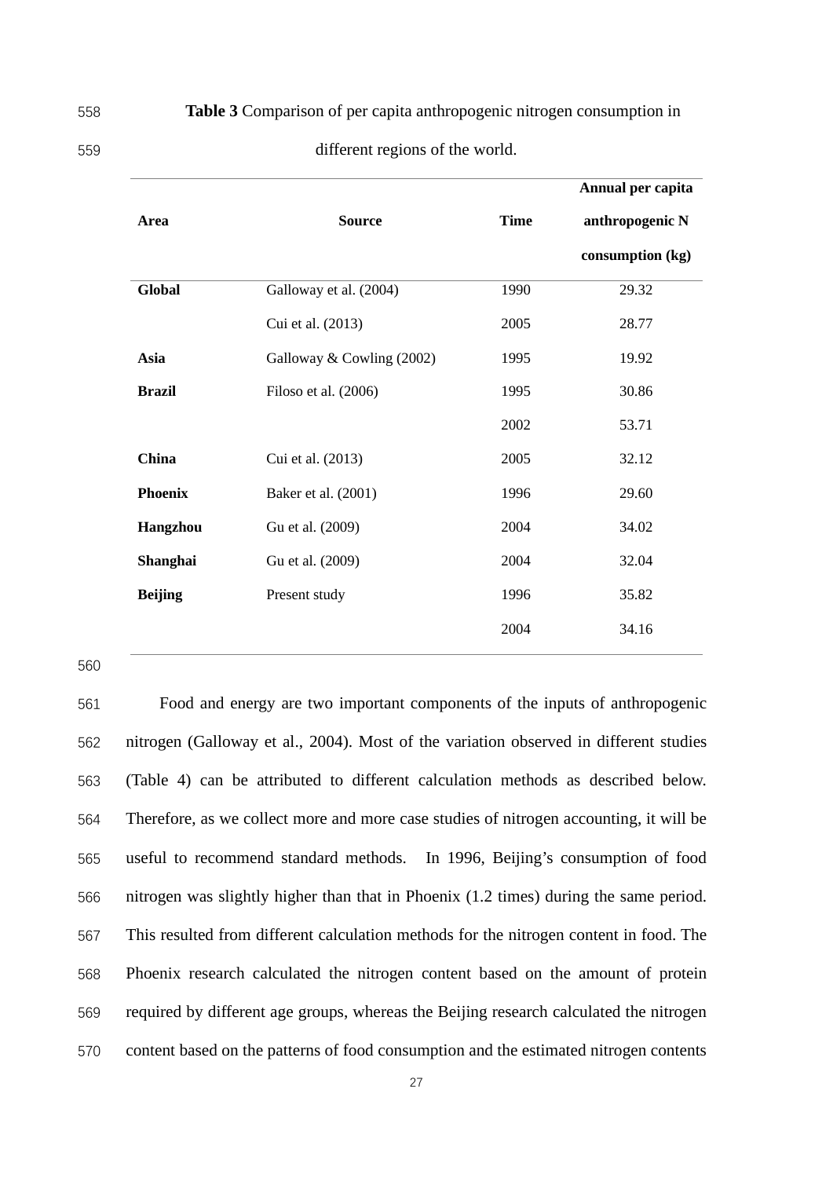**Table 3** Comparison of per capita anthropogenic nitrogen consumption in different regions of the world.

| Area | Source | Time | Annual per capita anthropogenic N consumption (kg) |
|---|---|---|---|
| **Global** | Galloway et al. (2004) | 1990 | 29.32 |
| | Cui et al. (2013) | 2005 | 28.77 |
| **Asia** | Galloway & Cowling (2002) | 1995 | 19.92 |
| **Brazil** | Filoso et al. (2006) | 1995 | 30.86 |
| | | 2002 | 53.71 |
| **China** | Cui et al. (2013) | 2005 | 32.12 |
| **Phoenix** | Baker et al. (2001) | 1996 | 29.60 |
| **Hangzhou** | Gu et al. (2009) | 2004 | 34.02 |
| **Shanghai** | Gu et al. (2009) | 2004 | 32.04 |
| **Beijing** | Present study | 1996 | 35.82 |
| | | 2004 | 34.16 |

Food and energy are two important components of the inputs of anthropogenic nitrogen (Galloway et al., 2004). Most of the variation observed in different studies (Table 4) can be attributed to different calculation methods as described below. Therefore, as we collect more and more case studies of nitrogen accounting, it will be useful to recommend standard methods. In 1996, Beijing's consumption of food nitrogen was slightly higher than that in Phoenix (1.2 times) during the same period. This resulted from different calculation methods for the nitrogen content in food. The Phoenix research calculated the nitrogen content based on the amount of protein required by different age groups, whereas the Beijing research calculated the nitrogen content based on the patterns of food consumption and the estimated nitrogen contents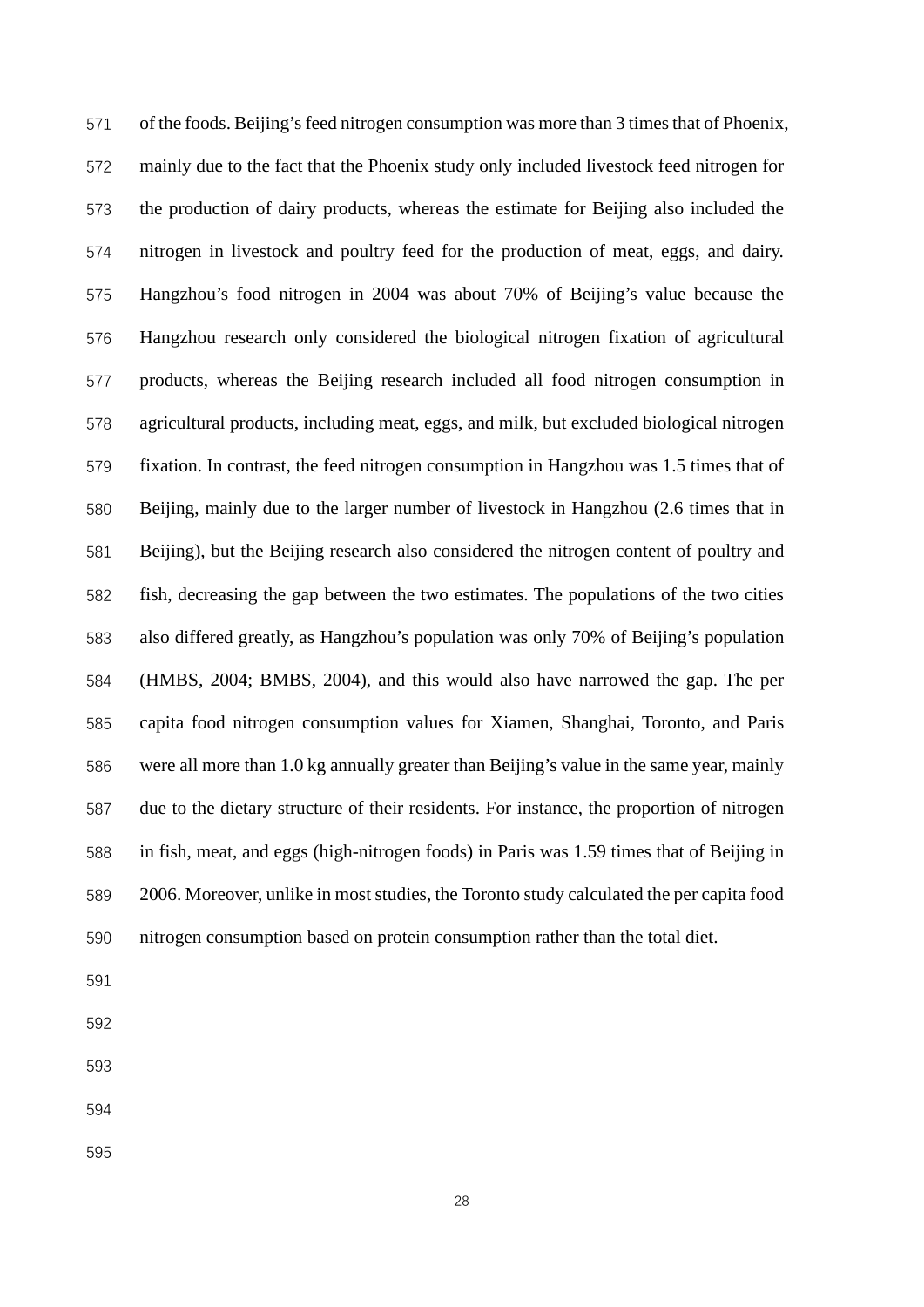of the foods. Beijing's feed nitrogen consumption was more than 3 times that of Phoenix, mainly due to the fact that the Phoenix study only included livestock feed nitrogen for the production of dairy products, whereas the estimate for Beijing also included the nitrogen in livestock and poultry feed for the production of meat, eggs, and dairy. Hangzhou's food nitrogen in 2004 was about 70% of Beijing's value because the Hangzhou research only considered the biological nitrogen fixation of agricultural products, whereas the Beijing research included all food nitrogen consumption in agricultural products, including meat, eggs, and milk, but excluded biological nitrogen fixation. In contrast, the feed nitrogen consumption in Hangzhou was 1.5 times that of Beijing, mainly due to the larger number of livestock in Hangzhou (2.6 times that in Beijing), but the Beijing research also considered the nitrogen content of poultry and fish, decreasing the gap between the two estimates. The populations of the two cities also differed greatly, as Hangzhou's population was only 70% of Beijing's population (HMBS, 2004; BMBS, 2004), and this would also have narrowed the gap. The per capita food nitrogen consumption values for Xiamen, Shanghai, Toronto, and Paris were all more than 1.0 kg annually greater than Beijing's value in the same year, mainly due to the dietary structure of their residents. For instance, the proportion of nitrogen in fish, meat, and eggs (high-nitrogen foods) in Paris was 1.59 times that of Beijing in 2006. Moreover, unlike in most studies, the Toronto study calculated the per capita food nitrogen consumption based on protein consumption rather than the total diet.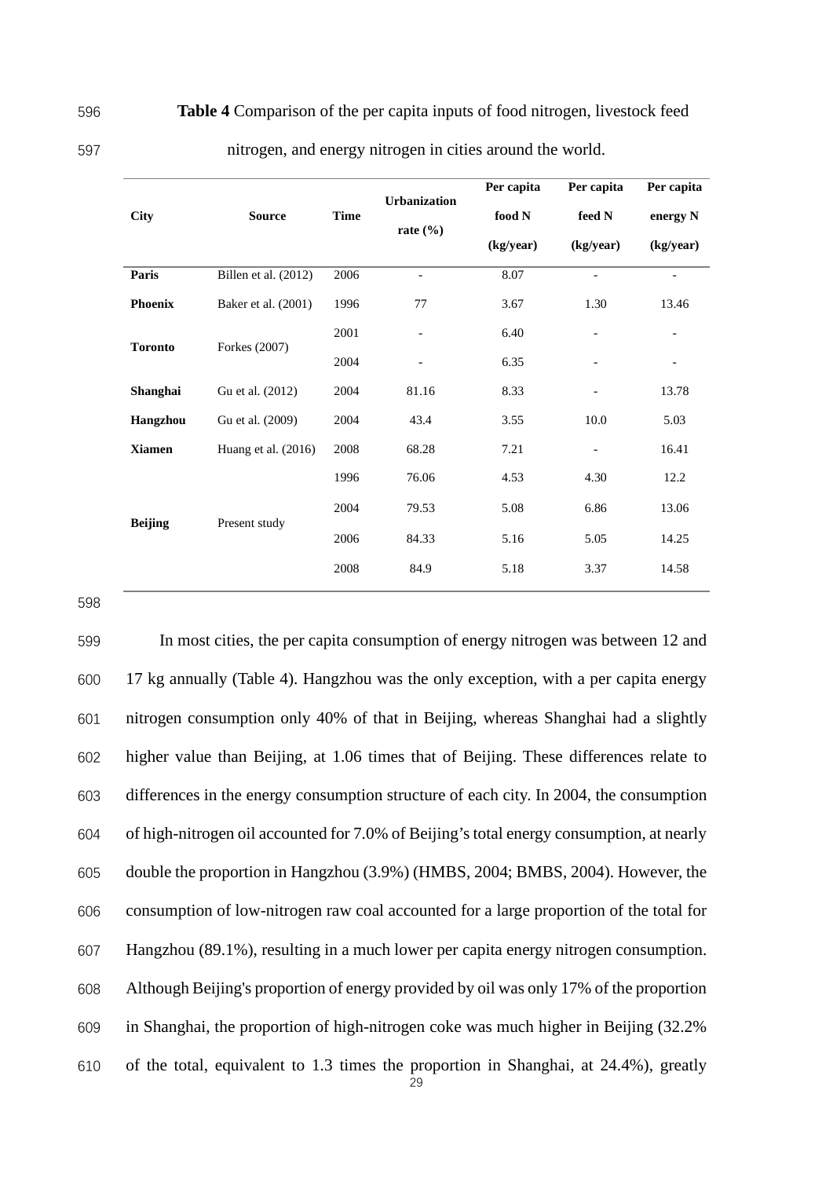**Table 4** Comparison of the per capita inputs of food nitrogen, livestock feed nitrogen, and energy nitrogen in cities around the world.

| City | Source | Time | Urbanization rate (%) | Per capita food N (kg/year) | Per capita feed N (kg/year) | Per capita energy N (kg/year) |
|---|---|---|---|---|---|---|
| **Paris** | Billen et al. (2012) | 2006 | - | 8.07 | - | - |
| **Phoenix** | Baker et al. (2001) | 1996 | 77 | 3.67 | 1.30 | 13.46 |
| **Toronto** | Forkes (2007) | 2001 | - | 6.40 | - | - |
| | | 2004 | - | 6.35 | - | - |
| **Shanghai** | Gu et al. (2012) | 2004 | 81.16 | 8.33 | - | 13.78 |
| **Hangzhou** | Gu et al. (2009) | 2004 | 43.4 | 3.55 | 10.0 | 5.03 |
| **Xiamen** | Huang et al. (2016) | 2008 | 68.28 | 7.21 | - | 16.41 |
| **Beijing** | Present study | 1996 | 76.06 | 4.53 | 4.30 | 12.2 |
| | | 2004 | 79.53 | 5.08 | 6.86 | 13.06 |
| | | 2006 | 84.33 | 5.16 | 5.05 | 14.25 |
| | | 2008 | 84.9 | 5.18 | 3.37 | 14.58 |

In most cities, the per capita consumption of energy nitrogen was between 12 and 17 kg annually (Table 4). Hangzhou was the only exception, with a per capita energy nitrogen consumption only 40% of that in Beijing, whereas Shanghai had a slightly higher value than Beijing, at 1.06 times that of Beijing. These differences relate to differences in the energy consumption structure of each city. In 2004, the consumption of high-nitrogen oil accounted for 7.0% of Beijing's total energy consumption, at nearly double the proportion in Hangzhou (3.9%) (HMBS, 2004; BMBS, 2004). However, the consumption of low-nitrogen raw coal accounted for a large proportion of the total for Hangzhou (89.1%), resulting in a much lower per capita energy nitrogen consumption. Although Beijing's proportion of energy provided by oil was only 17% of the proportion in Shanghai, the proportion of high-nitrogen coke was much higher in Beijing (32.2% of the total, equivalent to 1.3 times the proportion in Shanghai, at 24.4%), greatly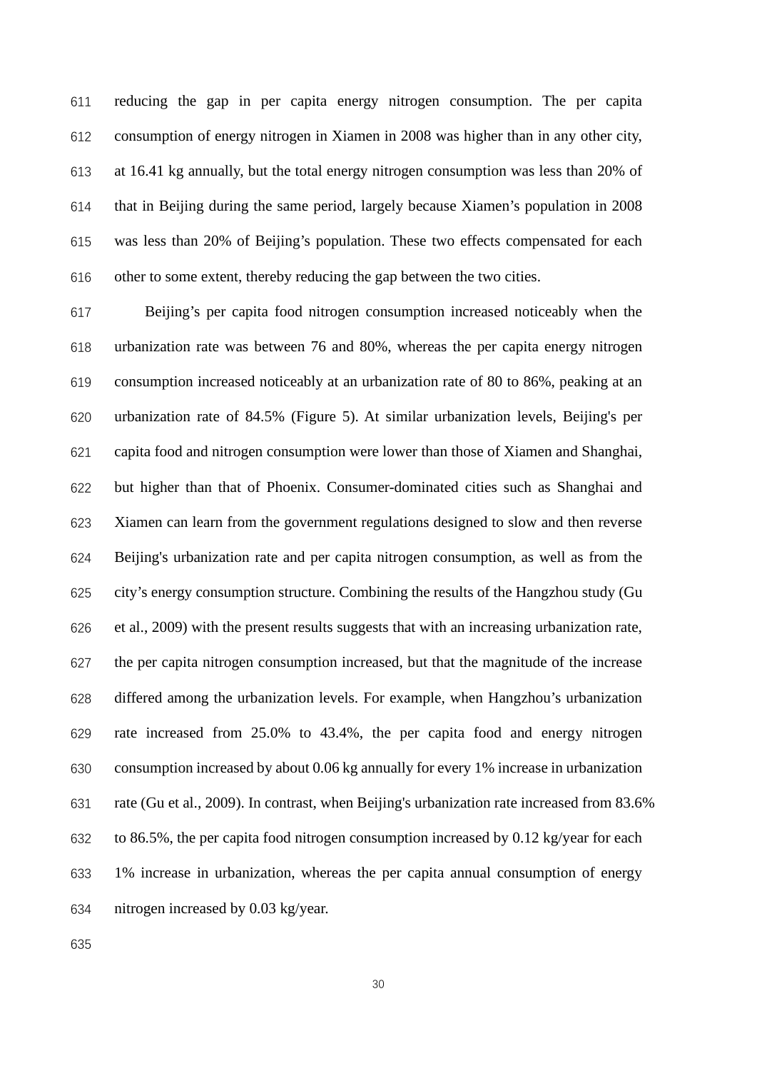reducing the gap in per capita energy nitrogen consumption. The per capita consumption of energy nitrogen in Xiamen in 2008 was higher than in any other city, at 16.41 kg annually, but the total energy nitrogen consumption was less than 20% of that in Beijing during the same period, largely because Xiamen's population in 2008 was less than 20% of Beijing's population. These two effects compensated for each other to some extent, thereby reducing the gap between the two cities.

Beijing's per capita food nitrogen consumption increased noticeably when the urbanization rate was between 76 and 80%, whereas the per capita energy nitrogen consumption increased noticeably at an urbanization rate of 80 to 86%, peaking at an urbanization rate of 84.5% (Figure 5). At similar urbanization levels, Beijing's per capita food and nitrogen consumption were lower than those of Xiamen and Shanghai, but higher than that of Phoenix. Consumer-dominated cities such as Shanghai and Xiamen can learn from the government regulations designed to slow and then reverse Beijing's urbanization rate and per capita nitrogen consumption, as well as from the city's energy consumption structure. Combining the results of the Hangzhou study (Gu et al., 2009) with the present results suggests that with an increasing urbanization rate, the per capita nitrogen consumption increased, but that the magnitude of the increase differed among the urbanization levels. For example, when Hangzhou's urbanization rate increased from 25.0% to 43.4%, the per capita food and energy nitrogen consumption increased by about 0.06 kg annually for every 1% increase in urbanization rate (Gu et al., 2009). In contrast, when Beijing's urbanization rate increased from 83.6% to 86.5%, the per capita food nitrogen consumption increased by 0.12 kg/year for each 1% increase in urbanization, whereas the per capita annual consumption of energy nitrogen increased by 0.03 kg/year.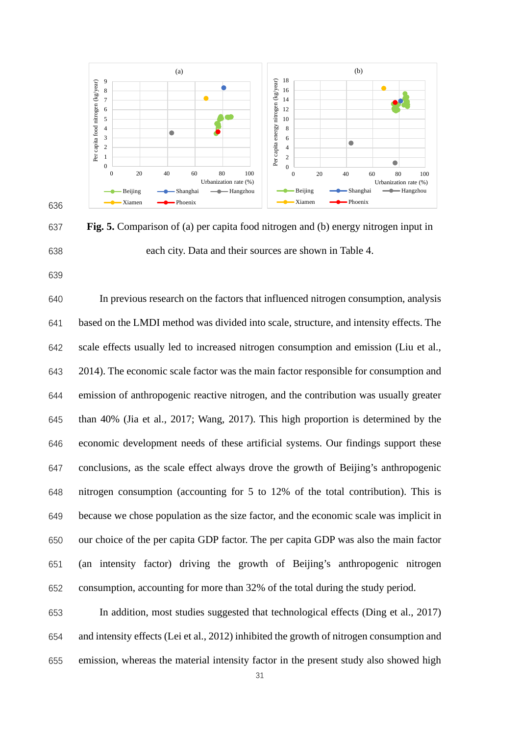**Fig. 5.** Comparison of (a) per capita food nitrogen and (b) energy nitrogen input in each city. Data and their sources are shown in Table 4.

In previous research on the factors that influenced nitrogen consumption, analysis based on the LMDI method was divided into scale, structure, and intensity effects. The scale effects usually led to increased nitrogen consumption and emission (Liu et al., 2014). The economic scale factor was the main factor responsible for consumption and emission of anthropogenic reactive nitrogen, and the contribution was usually greater than 40% (Jia et al., 2017; Wang, 2017). This high proportion is determined by the economic development needs of these artificial systems. Our findings support these conclusions, as the scale effect always drove the growth of Beijing's anthropogenic nitrogen consumption (accounting for 5 to 12% of the total contribution). This is because we chose population as the size factor, and the economic scale was implicit in our choice of the per capita GDP factor. The per capita GDP was also the main factor (an intensity factor) driving the growth of Beijing's anthropogenic nitrogen consumption, accounting for more than 32% of the total during the study period.

In addition, most studies suggested that technological effects (Ding et al., 2017) and intensity effects (Lei et al., 2012) inhibited the growth of nitrogen consumption and emission, whereas the material intensity factor in the present study also showed high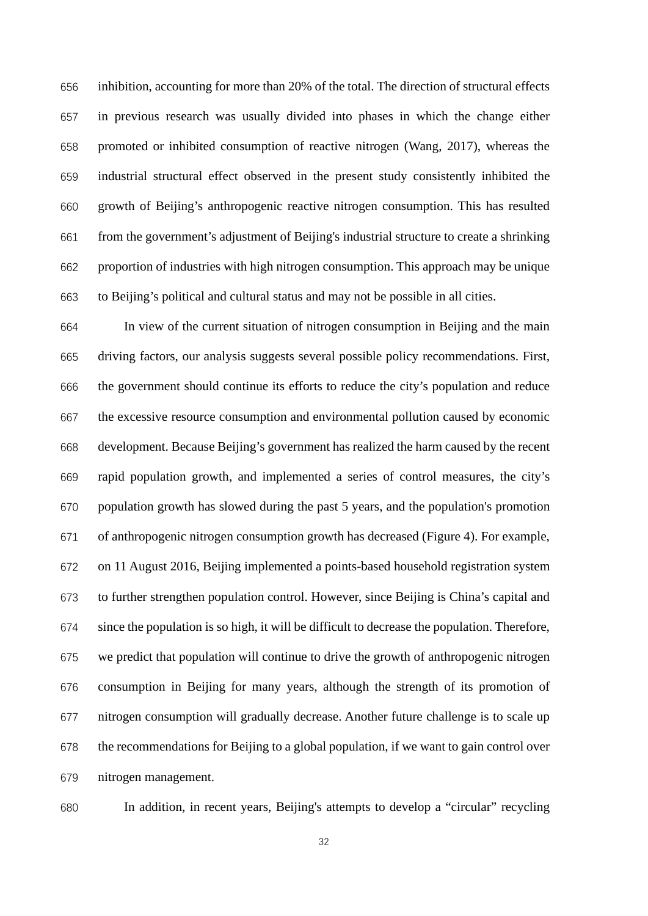inhibition, accounting for more than 20% of the total. The direction of structural effects in previous research was usually divided into phases in which the change either promoted or inhibited consumption of reactive nitrogen (Wang, 2017), whereas the industrial structural effect observed in the present study consistently inhibited the growth of Beijing's anthropogenic reactive nitrogen consumption. This has resulted from the government's adjustment of Beijing's industrial structure to create a shrinking proportion of industries with high nitrogen consumption. This approach may be unique to Beijing's political and cultural status and may not be possible in all cities.

In view of the current situation of nitrogen consumption in Beijing and the main driving factors, our analysis suggests several possible policy recommendations. First, the government should continue its efforts to reduce the city's population and reduce the excessive resource consumption and environmental pollution caused by economic development. Because Beijing's government has realized the harm caused by the recent rapid population growth, and implemented a series of control measures, the city's population growth has slowed during the past 5 years, and the population's promotion of anthropogenic nitrogen consumption growth has decreased (Figure 4). For example, on 11 August 2016, Beijing implemented a points-based household registration system to further strengthen population control. However, since Beijing is China's capital and since the population is so high, it will be difficult to decrease the population. Therefore, we predict that population will continue to drive the growth of anthropogenic nitrogen consumption in Beijing for many years, although the strength of its promotion of nitrogen consumption will gradually decrease. Another future challenge is to scale up the recommendations for Beijing to a global population, if we want to gain control over nitrogen management.

In addition, in recent years, Beijing's attempts to develop a "circular" recycling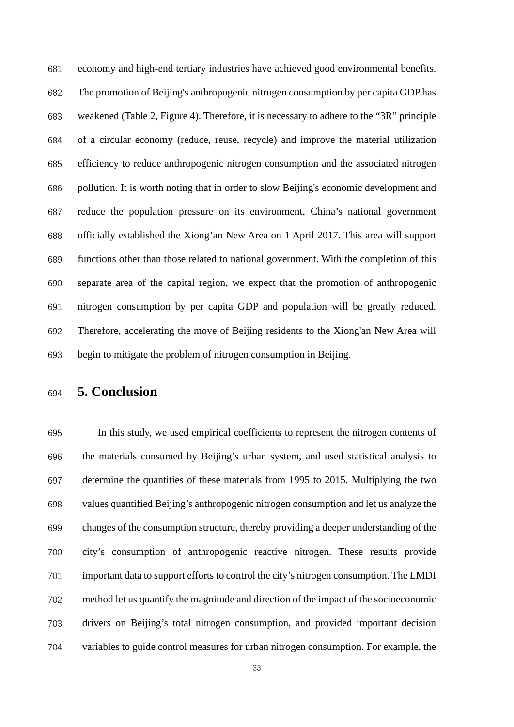economy and high-end tertiary industries have achieved good environmental benefits. The promotion of Beijing's anthropogenic nitrogen consumption by per capita GDP has weakened (Table 2, Figure 4). Therefore, it is necessary to adhere to the "3R" principle of a circular economy (reduce, reuse, recycle) and improve the material utilization efficiency to reduce anthropogenic nitrogen consumption and the associated nitrogen pollution. It is worth noting that in order to slow Beijing's economic development and reduce the population pressure on its environment, China's national government officially established the Xiong'an New Area on 1 April 2017. This area will support functions other than those related to national government. With the completion of this separate area of the capital region, we expect that the promotion of anthropogenic nitrogen consumption by per capita GDP and population will be greatly reduced. Therefore, accelerating the move of Beijing residents to the Xiong'an New Area will begin to mitigate the problem of nitrogen consumption in Beijing.

# 5. Conclusion

In this study, we used empirical coefficients to represent the nitrogen contents of the materials consumed by Beijing's urban system, and used statistical analysis to determine the quantities of these materials from 1995 to 2015. Multiplying the two values quantified Beijing's anthropogenic nitrogen consumption and let us analyze the changes of the consumption structure, thereby providing a deeper understanding of the city's consumption of anthropogenic reactive nitrogen. These results provide important data to support efforts to control the city's nitrogen consumption. The LMDI method let us quantify the magnitude and direction of the impact of the socioeconomic drivers on Beijing's total nitrogen consumption, and provided important decision variables to guide control measures for urban nitrogen consumption. For example, the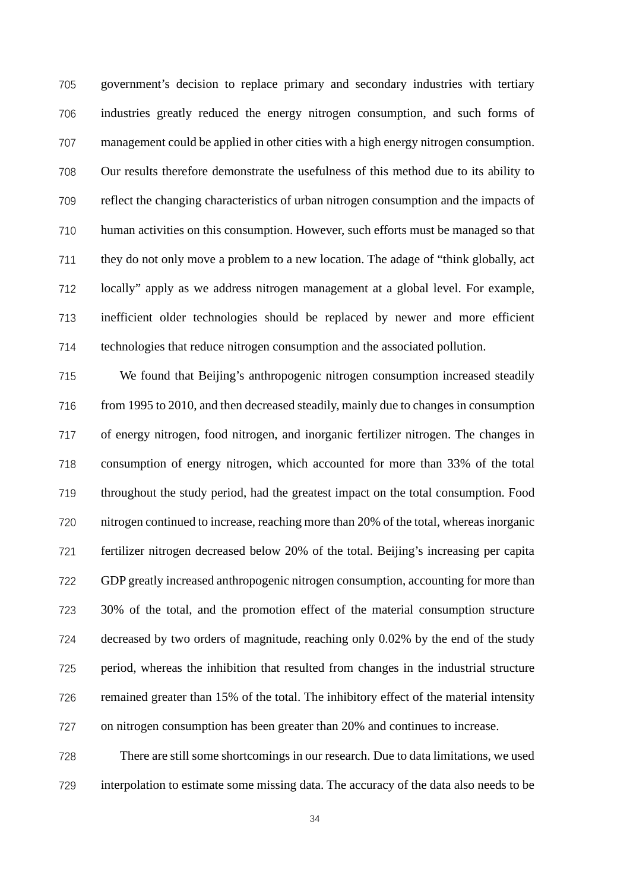government's decision to replace primary and secondary industries with tertiary industries greatly reduced the energy nitrogen consumption, and such forms of management could be applied in other cities with a high energy nitrogen consumption. Our results therefore demonstrate the usefulness of this method due to its ability to reflect the changing characteristics of urban nitrogen consumption and the impacts of human activities on this consumption. However, such efforts must be managed so that they do not only move a problem to a new location. The adage of "think globally, act locally" apply as we address nitrogen management at a global level. For example, inefficient older technologies should be replaced by newer and more efficient technologies that reduce nitrogen consumption and the associated pollution.

We found that Beijing's anthropogenic nitrogen consumption increased steadily from 1995 to 2010, and then decreased steadily, mainly due to changes in consumption of energy nitrogen, food nitrogen, and inorganic fertilizer nitrogen. The changes in consumption of energy nitrogen, which accounted for more than 33% of the total throughout the study period, had the greatest impact on the total consumption. Food nitrogen continued to increase, reaching more than 20% of the total, whereas inorganic fertilizer nitrogen decreased below 20% of the total. Beijing's increasing per capita GDP greatly increased anthropogenic nitrogen consumption, accounting for more than 30% of the total, and the promotion effect of the material consumption structure decreased by two orders of magnitude, reaching only 0.02% by the end of the study period, whereas the inhibition that resulted from changes in the industrial structure remained greater than 15% of the total. The inhibitory effect of the material intensity on nitrogen consumption has been greater than 20% and continues to increase.

There are still some shortcomings in our research. Due to data limitations, we used interpolation to estimate some missing data. The accuracy of the data also needs to be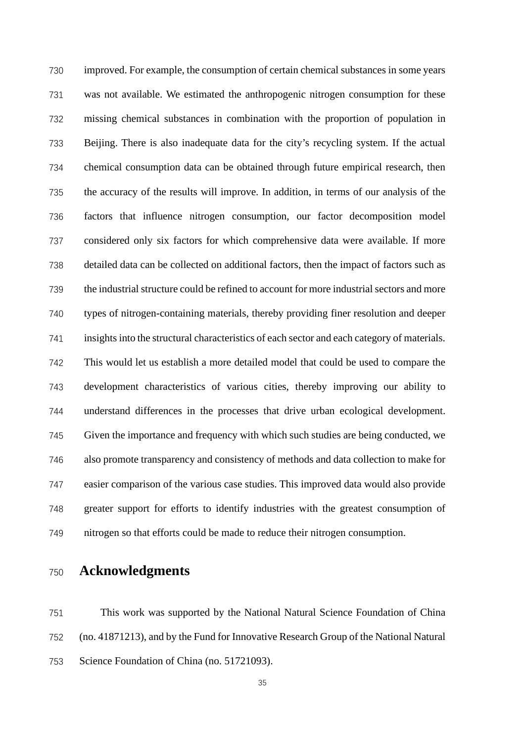improved. For example, the consumption of certain chemical substances in some years was not available. We estimated the anthropogenic nitrogen consumption for these missing chemical substances in combination with the proportion of population in Beijing. There is also inadequate data for the city's recycling system. If the actual chemical consumption data can be obtained through future empirical research, then the accuracy of the results will improve. In addition, in terms of our analysis of the factors that influence nitrogen consumption, our factor decomposition model considered only six factors for which comprehensive data were available. If more detailed data can be collected on additional factors, then the impact of factors such as the industrial structure could be refined to account for more industrial sectors and more types of nitrogen-containing materials, thereby providing finer resolution and deeper insights into the structural characteristics of each sector and each category of materials. This would let us establish a more detailed model that could be used to compare the development characteristics of various cities, thereby improving our ability to understand differences in the processes that drive urban ecological development. Given the importance and frequency with which such studies are being conducted, we also promote transparency and consistency of methods and data collection to make for easier comparison of the various case studies. This improved data would also provide greater support for efforts to identify industries with the greatest consumption of nitrogen so that efforts could be made to reduce their nitrogen consumption.

## Acknowledgments

This work was supported by the National Natural Science Foundation of China (no. 41871213), and by the Fund for Innovative Research Group of the National Natural Science Foundation of China (no. 51721093).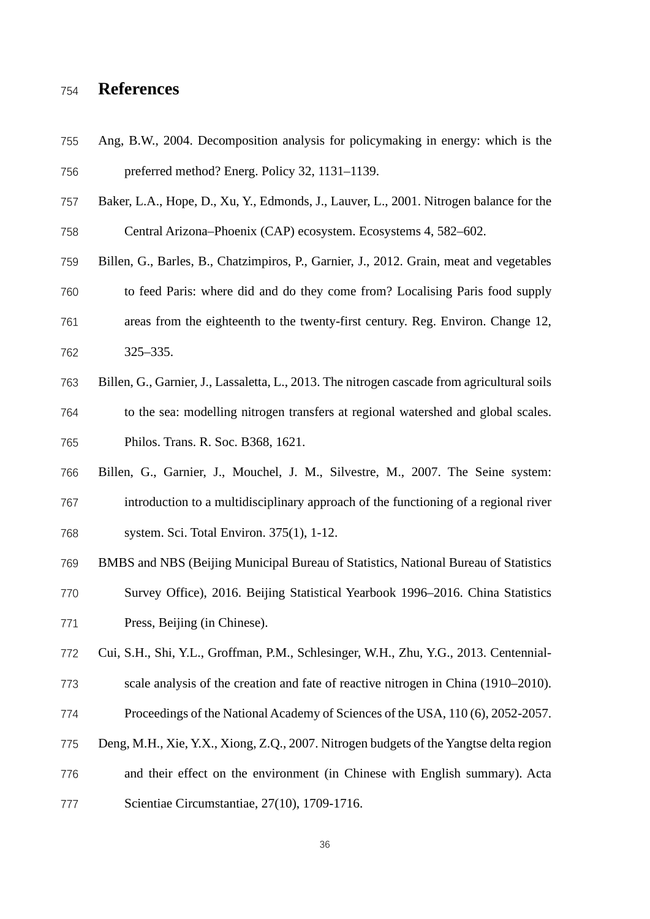# References

Ang, B.W., 2004. Decomposition analysis for policymaking in energy: which is the preferred method? Energ. Policy 32, 1131–1139.

Baker, L.A., Hope, D., Xu, Y., Edmonds, J., Lauver, L., 2001. Nitrogen balance for the Central Arizona–Phoenix (CAP) ecosystem. Ecosystems 4, 582–602.

Billen, G., Barles, B., Chatzimpiros, P., Garnier, J., 2012. Grain, meat and vegetables to feed Paris: where did and do they come from? Localising Paris food supply areas from the eighteenth to the twenty-first century. Reg. Environ. Change 12, 325–335.

Billen, G., Garnier, J., Lassaletta, L., 2013. The nitrogen cascade from agricultural soils to the sea: modelling nitrogen transfers at regional watershed and global scales. Philos. Trans. R. Soc. B368, 1621.

Billen, G., Garnier, J., Mouchel, J. M., Silvestre, M., 2007. The Seine system: introduction to a multidisciplinary approach of the functioning of a regional river system. Sci. Total Environ. 375(1), 1-12.

BMBS and NBS (Beijing Municipal Bureau of Statistics, National Bureau of Statistics Survey Office), 2016. Beijing Statistical Yearbook 1996–2016. China Statistics Press, Beijing (in Chinese).

Cui, S.H., Shi, Y.L., Groffman, P.M., Schlesinger, W.H., Zhu, Y.G., 2013. Centennial-scale analysis of the creation and fate of reactive nitrogen in China (1910–2010). Proceedings of the National Academy of Sciences of the USA, 110 (6), 2052-2057.

Deng, M.H., Xie, Y.X., Xiong, Z.Q., 2007. Nitrogen budgets of the Yangtse delta region and their effect on the environment (in Chinese with English summary). Acta Scientiae Circumstantiae, 27(10), 1709-1716.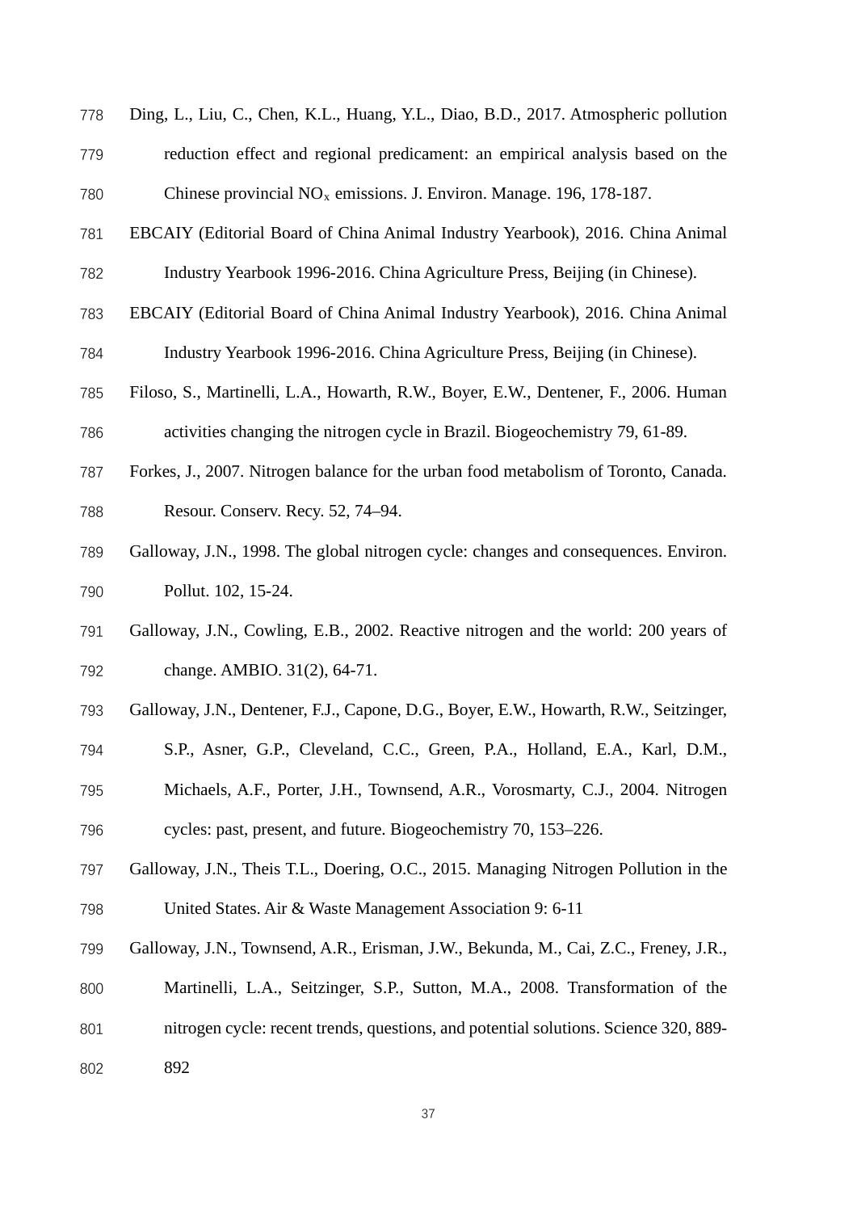Ding, L., Liu, C., Chen, K.L., Huang, Y.L., Diao, B.D., 2017. Atmospheric pollution reduction effect and regional predicament: an empirical analysis based on the Chinese provincial $NO_x$ emissions. J. Environ. Manage. 196, 178-187.

EBCAIY (Editorial Board of China Animal Industry Yearbook), 2016. China Animal Industry Yearbook 1996-2016. China Agriculture Press, Beijing (in Chinese).

EBCAIY (Editorial Board of China Animal Industry Yearbook), 2016. China Animal Industry Yearbook 1996-2016. China Agriculture Press, Beijing (in Chinese).

Filoso, S., Martinelli, L.A., Howarth, R.W., Boyer, E.W., Dentener, F., 2006. Human activities changing the nitrogen cycle in Brazil. Biogeochemistry 79, 61-89.

Forkes, J., 2007. Nitrogen balance for the urban food metabolism of Toronto, Canada. Resour. Conserv. Recy. 52, 74–94.

Galloway, J.N., 1998. The global nitrogen cycle: changes and consequences. Environ. Pollut. 102, 15-24.

Galloway, J.N., Cowling, E.B., 2002. Reactive nitrogen and the world: 200 years of change. AMBIO. 31(2), 64-71.

Galloway, J.N., Dentener, F.J., Capone, D.G., Boyer, E.W., Howarth, R.W., Seitzinger, S.P., Asner, G.P., Cleveland, C.C., Green, P.A., Holland, E.A., Karl, D.M., Michaels, A.F., Porter, J.H., Townsend, A.R., Vorosmarty, C.J., 2004. Nitrogen cycles: past, present, and future. Biogeochemistry 70, 153–226.

Galloway, J.N., Theis T.L., Doering, O.C., 2015. Managing Nitrogen Pollution in the United States. Air & Waste Management Association 9: 6-11

Galloway, J.N., Townsend, A.R., Erisman, J.W., Bekunda, M., Cai, Z.C., Freney, J.R., Martinelli, L.A., Seitzinger, S.P., Sutton, M.A., 2008. Transformation of the nitrogen cycle: recent trends, questions, and potential solutions. Science 320, 889-892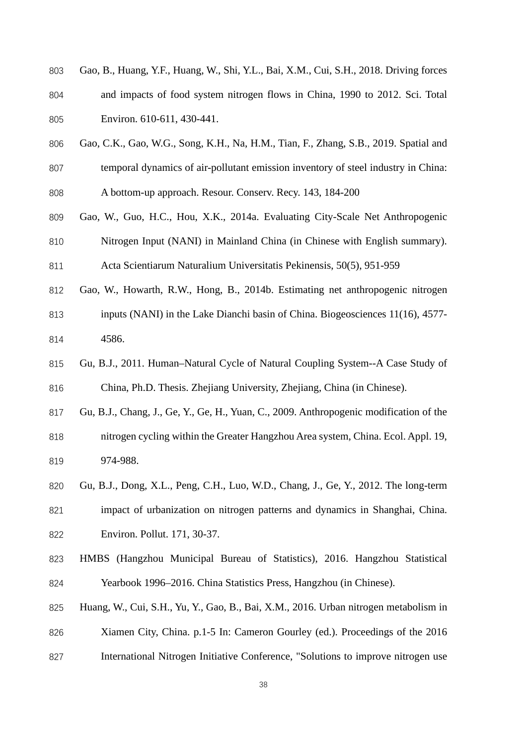Gao, B., Huang, Y.F., Huang, W., Shi, Y.L., Bai, X.M., Cui, S.H., 2018. Driving forces and impacts of food system nitrogen flows in China, 1990 to 2012. Sci. Total Environ. 610-611, 430-441.

Gao, C.K., Gao, W.G., Song, K.H., Na, H.M., Tian, F., Zhang, S.B., 2019. Spatial and temporal dynamics of air-pollutant emission inventory of steel industry in China: A bottom-up approach. Resour. Conserv. Recy. 143, 184-200

Gao, W., Guo, H.C., Hou, X.K., 2014a. Evaluating City-Scale Net Anthropogenic Nitrogen Input (NANI) in Mainland China (in Chinese with English summary). Acta Scientiarum Naturalium Universitatis Pekinensis, 50(5), 951-959

Gao, W., Howarth, R.W., Hong, B., 2014b. Estimating net anthropogenic nitrogen inputs (NANI) in the Lake Dianchi basin of China. Biogeosciences 11(16), 4577-4586.

Gu, B.J., 2011. Human–Natural Cycle of Natural Coupling System--A Case Study of China, Ph.D. Thesis. Zhejiang University, Zhejiang, China (in Chinese).

Gu, B.J., Chang, J., Ge, Y., Ge, H., Yuan, C., 2009. Anthropogenic modification of the nitrogen cycling within the Greater Hangzhou Area system, China. Ecol. Appl. 19, 974-988.

Gu, B.J., Dong, X.L., Peng, C.H., Luo, W.D., Chang, J., Ge, Y., 2012. The long-term impact of urbanization on nitrogen patterns and dynamics in Shanghai, China. Environ. Pollut. 171, 30-37.

HMBS (Hangzhou Municipal Bureau of Statistics), 2016. Hangzhou Statistical Yearbook 1996–2016. China Statistics Press, Hangzhou (in Chinese).

Huang, W., Cui, S.H., Yu, Y., Gao, B., Bai, X.M., 2016. Urban nitrogen metabolism in Xiamen City, China. p.1-5 In: Cameron Gourley (ed.). Proceedings of the 2016 International Nitrogen Initiative Conference, "Solutions to improve nitrogen use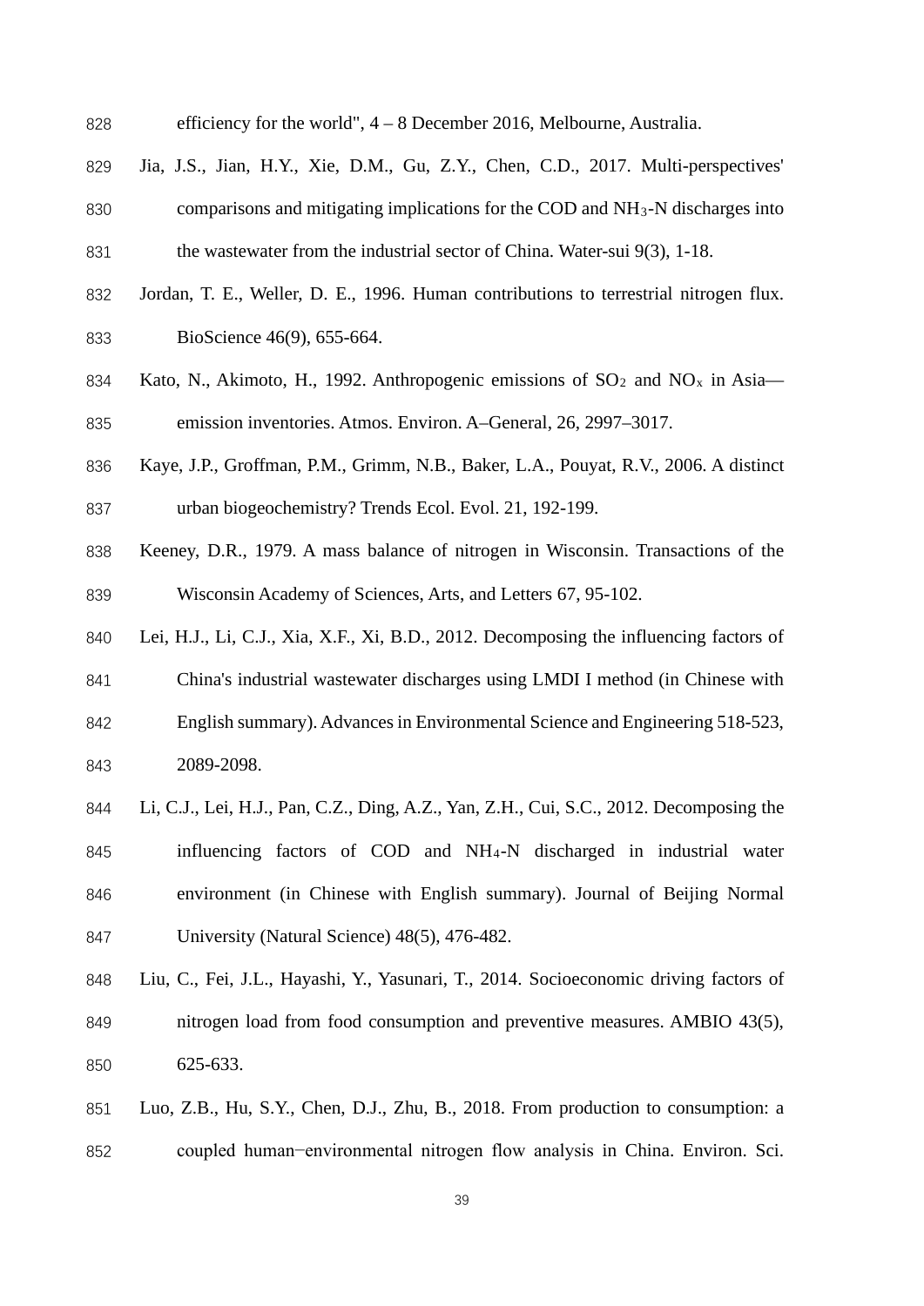efficiency for the world", 4 – 8 December 2016, Melbourne, Australia.

Jia, J.S., Jian, H.Y., Xie, D.M., Gu, Z.Y., Chen, C.D., 2017. Multi-perspectives' comparisons and mitigating implications for the COD and $NH_3$-N discharges into the wastewater from the industrial sector of China. Water-sui 9(3), 1-18.

Jordan, T. E., Weller, D. E., 1996. Human contributions to terrestrial nitrogen flux. BioScience 46(9), 655-664.

Kato, N., Akimoto, H., 1992. Anthropogenic emissions of $SO_2$ and $NO_x$ in Asia—emission inventories. Atmos. Environ. A–General, 26, 2997–3017.

Kaye, J.P., Groffman, P.M., Grimm, N.B., Baker, L.A., Pouyat, R.V., 2006. A distinct urban biogeochemistry? Trends Ecol. Evol. 21, 192-199.

Keeney, D.R., 1979. A mass balance of nitrogen in Wisconsin. Transactions of the Wisconsin Academy of Sciences, Arts, and Letters 67, 95-102.

Lei, H.J., Li, C.J., Xia, X.F., Xi, B.D., 2012. Decomposing the influencing factors of China's industrial wastewater discharges using LMDI I method (in Chinese with English summary). Advances in Environmental Science and Engineering 518-523, 2089-2098.

Li, C.J., Lei, H.J., Pan, C.Z., Ding, A.Z., Yan, Z.H., Cui, S.C., 2012. Decomposing the influencing factors of COD and $NH_4$-N discharged in industrial water environment (in Chinese with English summary). Journal of Beijing Normal University (Natural Science) 48(5), 476-482.

Liu, C., Fei, J.L., Hayashi, Y., Yasunari, T., 2014. Socioeconomic driving factors of nitrogen load from food consumption and preventive measures. AMBIO 43(5), 625-633.

Luo, Z.B., Hu, S.Y., Chen, D.J., Zhu, B., 2018. From production to consumption: a coupled human−environmental nitrogen flow analysis in China. Environ. Sci.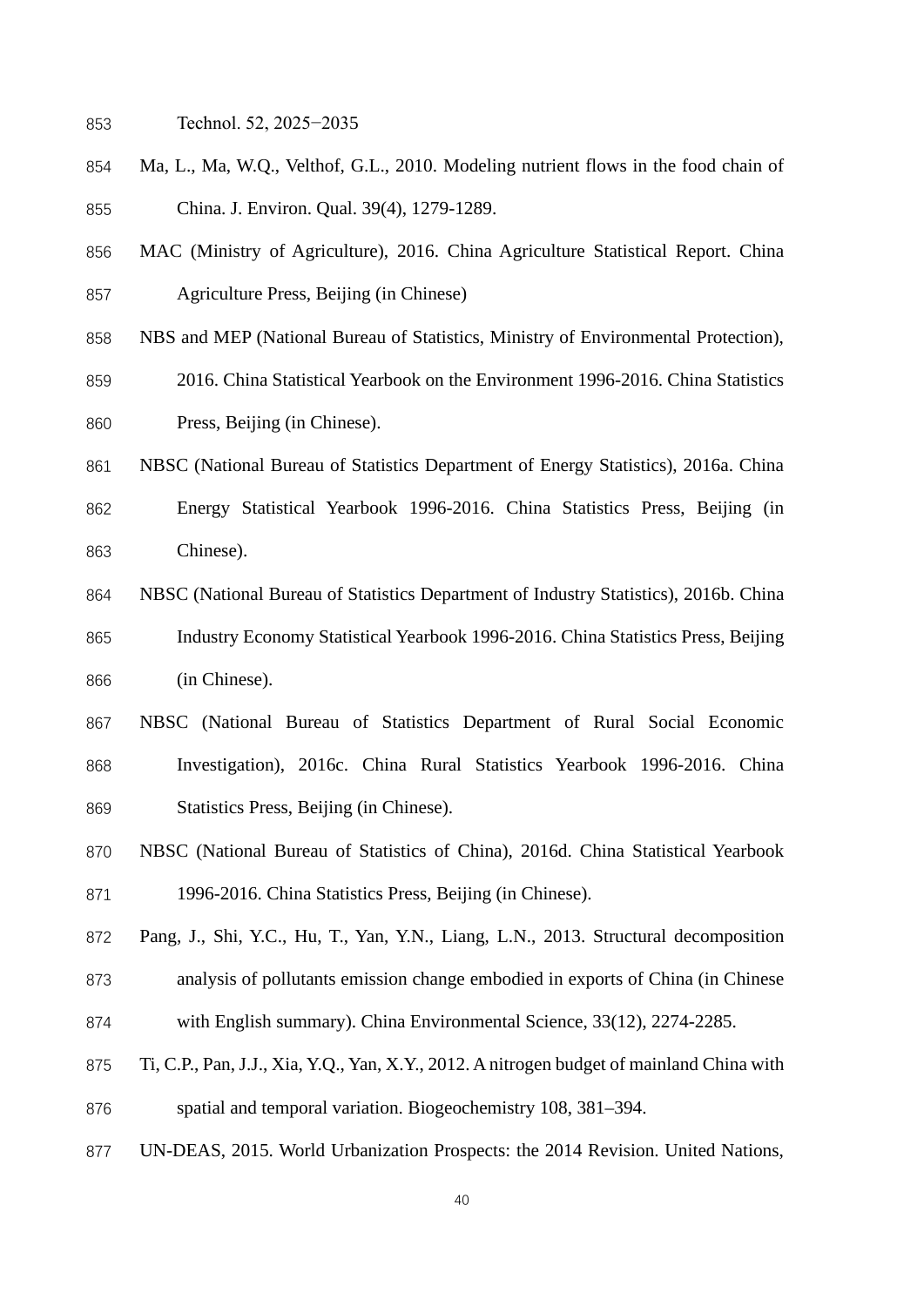Technol. 52, 2025−2035

Ma, L., Ma, W.Q., Velthof, G.L., 2010. Modeling nutrient flows in the food chain of China. J. Environ. Qual. 39(4), 1279-1289.

MAC (Ministry of Agriculture), 2016. China Agriculture Statistical Report. China Agriculture Press, Beijing (in Chinese)

NBS and MEP (National Bureau of Statistics, Ministry of Environmental Protection), 2016. China Statistical Yearbook on the Environment 1996-2016. China Statistics Press, Beijing (in Chinese).

NBSC (National Bureau of Statistics Department of Energy Statistics), 2016a. China Energy Statistical Yearbook 1996-2016. China Statistics Press, Beijing (in Chinese).

NBSC (National Bureau of Statistics Department of Industry Statistics), 2016b. China Industry Economy Statistical Yearbook 1996-2016. China Statistics Press, Beijing (in Chinese).

NBSC (National Bureau of Statistics Department of Rural Social Economic Investigation), 2016c. China Rural Statistics Yearbook 1996-2016. China Statistics Press, Beijing (in Chinese).

NBSC (National Bureau of Statistics of China), 2016d. China Statistical Yearbook 1996-2016. China Statistics Press, Beijing (in Chinese).

Pang, J., Shi, Y.C., Hu, T., Yan, Y.N., Liang, L.N., 2013. Structural decomposition analysis of pollutants emission change embodied in exports of China (in Chinese with English summary). China Environmental Science, 33(12), 2274-2285.

Ti, C.P., Pan, J.J., Xia, Y.Q., Yan, X.Y., 2012. A nitrogen budget of mainland China with spatial and temporal variation. Biogeochemistry 108, 381–394.

UN-DEAS, 2015. World Urbanization Prospects: the 2014 Revision. United Nations,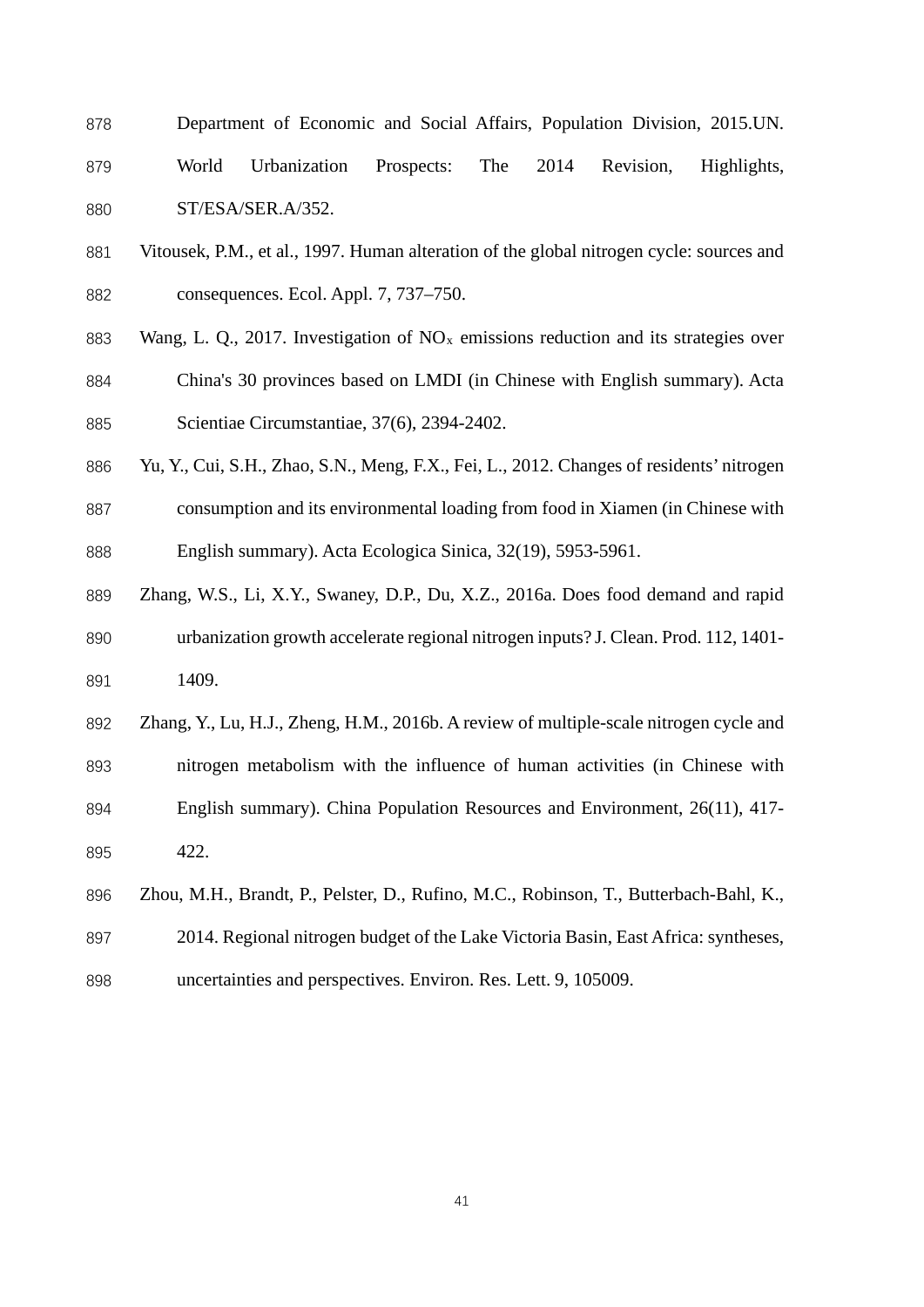Department of Economic and Social Affairs, Population Division, 2015.UN. World Urbanization Prospects: The 2014 Revision, Highlights, ST/ESA/SER.A/352.

Vitousek, P.M., et al., 1997. Human alteration of the global nitrogen cycle: sources and consequences. Ecol. Appl. 7, 737–750.

Wang, L. Q., 2017. Investigation of $NO_x$ emissions reduction and its strategies over China's 30 provinces based on LMDI (in Chinese with English summary). Acta Scientiae Circumstantiae, 37(6), 2394-2402.

Yu, Y., Cui, S.H., Zhao, S.N., Meng, F.X., Fei, L., 2012. Changes of residents' nitrogen consumption and its environmental loading from food in Xiamen (in Chinese with English summary). Acta Ecologica Sinica, 32(19), 5953-5961.

Zhang, W.S., Li, X.Y., Swaney, D.P., Du, X.Z., 2016a. Does food demand and rapid urbanization growth accelerate regional nitrogen inputs? J. Clean. Prod. 112, 1401-1409.

Zhang, Y., Lu, H.J., Zheng, H.M., 2016b. A review of multiple-scale nitrogen cycle and nitrogen metabolism with the influence of human activities (in Chinese with English summary). China Population Resources and Environment, 26(11), 417-422.

Zhou, M.H., Brandt, P., Pelster, D., Rufino, M.C., Robinson, T., Butterbach-Bahl, K., 2014. Regional nitrogen budget of the Lake Victoria Basin, East Africa: syntheses, uncertainties and perspectives. Environ. Res. Lett. 9, 105009.